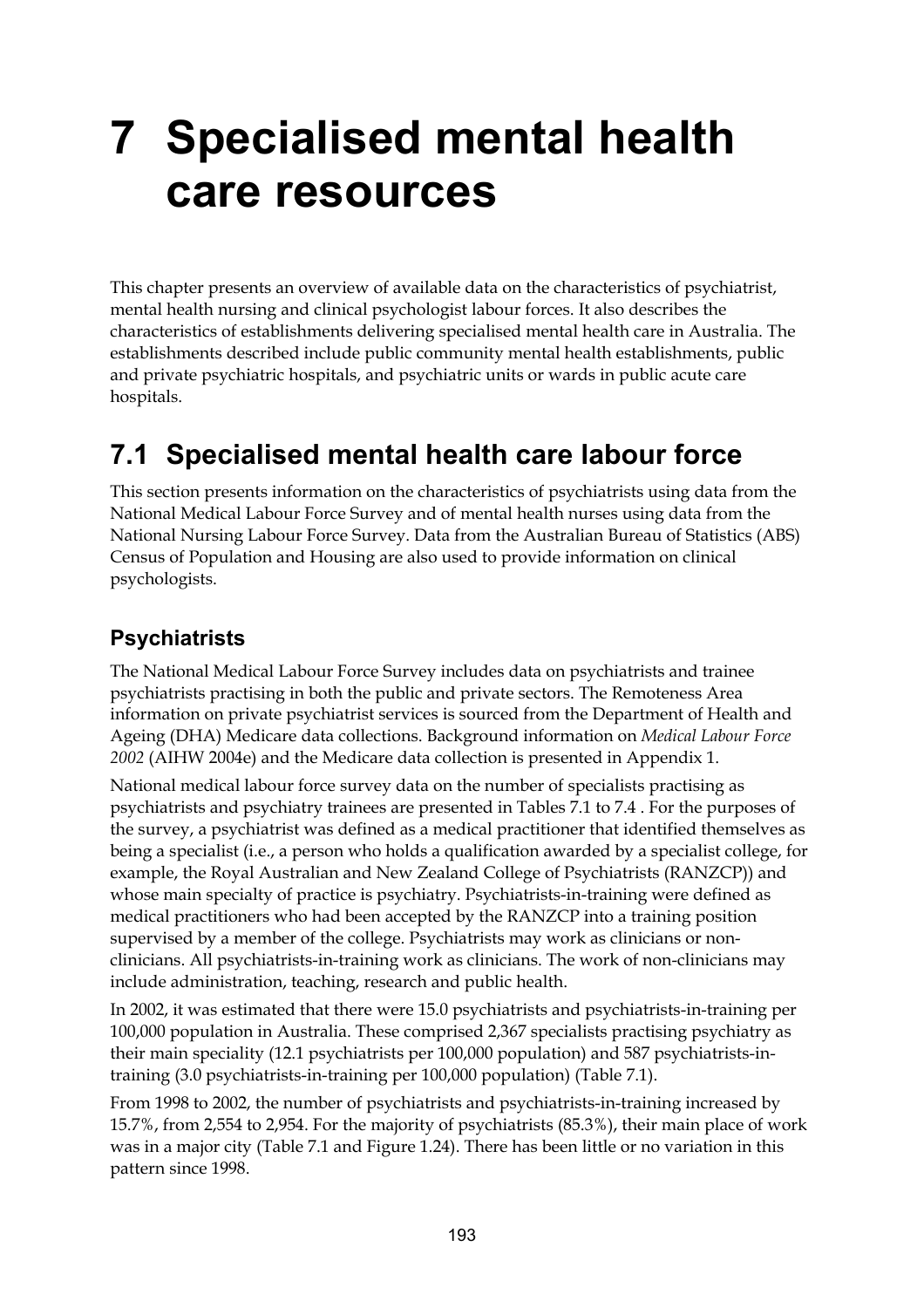# 7 Specialised mental health care resources

This chapter presents an overview of available data on the characteristics of psychiatrist, mental health nursing and clinical psychologist labour forces. It also describes the characteristics of establishments delivering specialised mental health care in Australia. The establishments described include public community mental health establishments, public and private psychiatric hospitals, and psychiatric units or wards in public acute care hospitals.

## 7.1 Specialised mental health care labour force

This section presents information on the characteristics of psychiatrists using data from the National Medical Labour Force Survey and of mental health nurses using data from the National Nursing Labour Force Survey. Data from the Australian Bureau of Statistics (ABS) Census of Population and Housing are also used to provide information on clinical psychologists.

### Psychiatrists

The National Medical Labour Force Survey includes data on psychiatrists and trainee psychiatrists practising in both the public and private sectors. The Remoteness Area information on private psychiatrist services is sourced from the Department of Health and Ageing (DHA) Medicare data collections. Background information on *Medical Labour Force 2002* (AIHW 2004e) and the Medicare data collection is presented in Appendix 1.

National medical labour force survey data on the number of specialists practising as psychiatrists and psychiatry trainees are presented in Tables 7.1 to 7.4 . For the purposes of the survey, a psychiatrist was defined as a medical practitioner that identified themselves as being a specialist (i.e., a person who holds a qualification awarded by a specialist college, for example, the Royal Australian and New Zealand College of Psychiatrists (RANZCP)) and whose main specialty of practice is psychiatry. Psychiatrists-in-training were defined as medical practitioners who had been accepted by the RANZCP into a training position supervised by a member of the college. Psychiatrists may work as clinicians or non-clinicians. All psychiatrists-in-training work as clinicians. The work of non-clinicians may include administration, teaching, research and public health.

In 2002, it was estimated that there were 15.0 psychiatrists and psychiatrists-in-training per 100,000 population in Australia. These comprised 2,367 specialists practising psychiatry as their main speciality (12.1 psychiatrists per 100,000 population) and 587 psychiatrists-in-training (3.0 psychiatrists-in-training per 100,000 population) (Table 7.1).

From 1998 to 2002, the number of psychiatrists and psychiatrists-in-training increased by 15.7%, from 2,554 to 2,954. For the majority of psychiatrists (85.3%), their main place of work was in a major city (Table 7.1 and Figure 1.24). There has been little or no variation in this pattern since 1998.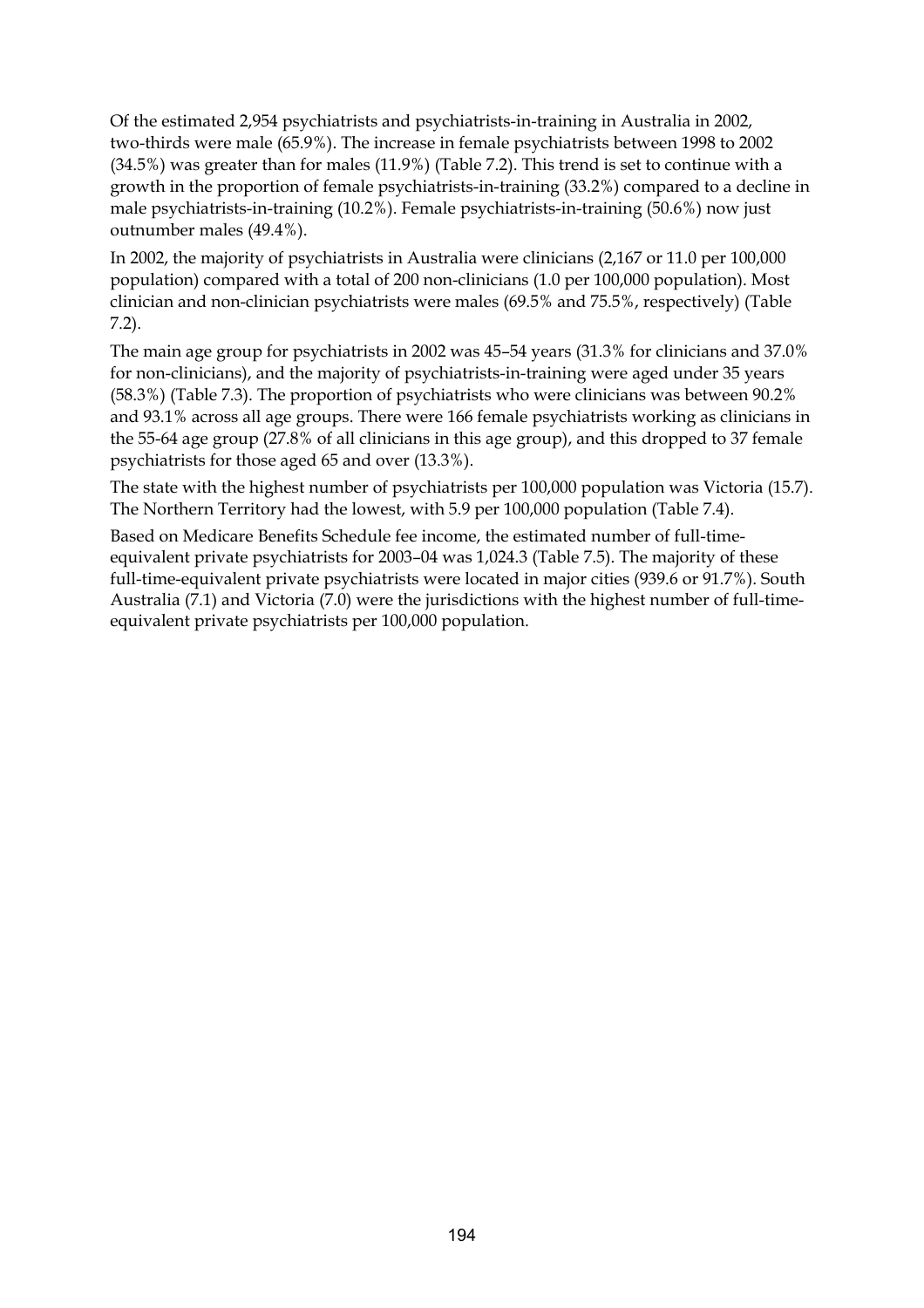Of the estimated 2,954 psychiatrists and psychiatrists-in-training in Australia in 2002, two-thirds were male (65.9%). The increase in female psychiatrists between 1998 to 2002 (34.5%) was greater than for males (11.9%) (Table 7.2). This trend is set to continue with a growth in the proportion of female psychiatrists-in-training (33.2%) compared to a decline in male psychiatrists-in-training (10.2%). Female psychiatrists-in-training (50.6%) now just outnumber males (49.4%).

In 2002, the majority of psychiatrists in Australia were clinicians (2,167 or 11.0 per 100,000 population) compared with a total of 200 non-clinicians (1.0 per 100,000 population). Most clinician and non-clinician psychiatrists were males (69.5% and 75.5%, respectively) (Table 7.2).

The main age group for psychiatrists in 2002 was 45–54 years (31.3% for clinicians and 37.0% for non-clinicians), and the majority of psychiatrists-in-training were aged under 35 years (58.3%) (Table 7.3). The proportion of psychiatrists who were clinicians was between 90.2% and 93.1% across all age groups. There were 166 female psychiatrists working as clinicians in the 55-64 age group (27.8% of all clinicians in this age group), and this dropped to 37 female psychiatrists for those aged 65 and over (13.3%).

The state with the highest number of psychiatrists per 100,000 population was Victoria (15.7). The Northern Territory had the lowest, with 5.9 per 100,000 population (Table 7.4).

Based on Medicare Benefits Schedule fee income, the estimated number of full-time-equivalent private psychiatrists for 2003–04 was 1,024.3 (Table 7.5). The majority of these full-time-equivalent private psychiatrists were located in major cities (939.6 or 91.7%). South Australia (7.1) and Victoria (7.0) were the jurisdictions with the highest number of full-time-equivalent private psychiatrists per 100,000 population.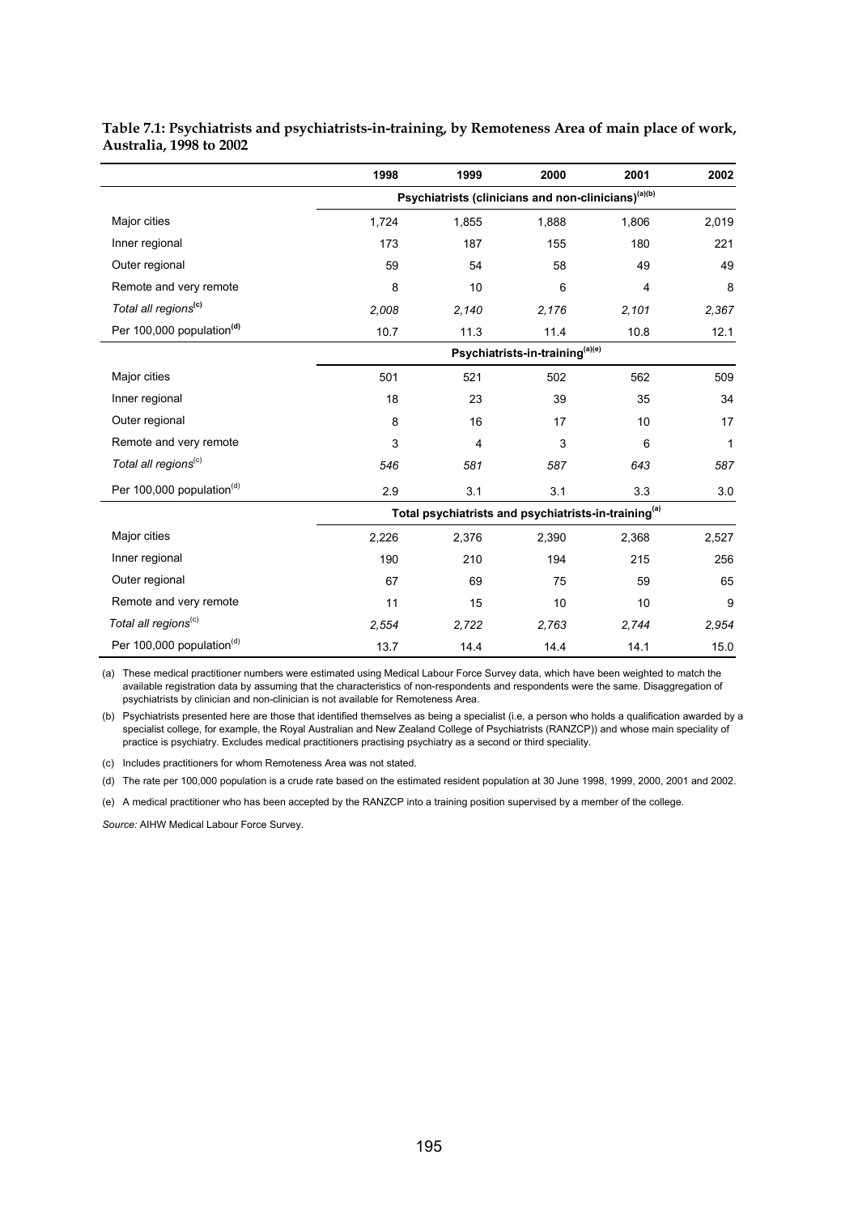**Table 7.1: Psychiatrists and psychiatrists-in-training, by Remoteness Area of main place of work, Australia, 1998 to 2002**

| | 1998 | 1999 | 2000 | 2001 | 2002 |
|---|---|---|---|---|---|
| | **Psychiatrists (clinicians and non-clinicians)[(a)(b)]** | | | | |
| Major cities | 1,724 | 1,855 | 1,888 | 1,806 | 2,019 |
| Inner regional | 173 | 187 | 155 | 180 | 221 |
| Outer regional | 59 | 54 | 58 | 49 | 49 |
| Remote and very remote | 8 | 10 | 6 | 4 | 8 |
| *Total all regions[(c)]* | *2,008* | *2,140* | *2,176* | *2,101* | *2,367* |
| Per 100,000 population[(d)] | 10.7 | 11.3 | 11.4 | 10.8 | 12.1 |
| | **Psychiatrists-in-training[(a)(e)]** | | | | |
| Major cities | 501 | 521 | 502 | 562 | 509 |
| Inner regional | 18 | 23 | 39 | 35 | 34 |
| Outer regional | 8 | 16 | 17 | 10 | 17 |
| Remote and very remote | 3 | 4 | 3 | 6 | 1 |
| *Total all regions[(c)]* | *546* | *581* | *587* | *643* | *587* |
| Per 100,000 population[(d)] | 2.9 | 3.1 | 3.1 | 3.3 | 3.0 |
| | **Total psychiatrists and psychiatrists-in-training[(a)]** | | | | |
| Major cities | 2,226 | 2,376 | 2,390 | 2,368 | 2,527 |
| Inner regional | 190 | 210 | 194 | 215 | 256 |
| Outer regional | 67 | 69 | 75 | 59 | 65 |
| Remote and very remote | 11 | 15 | 10 | 10 | 9 |
| *Total all regions[(c)]* | *2,554* | *2,722* | *2,763* | *2,744* | *2,954* |
| Per 100,000 population[(d)] | 13.7 | 14.4 | 14.4 | 14.1 | 15.0 |

(a) These medical practitioner numbers were estimated using Medical Labour Force Survey data, which have been weighted to match the available registration data by assuming that the characteristics of non-respondents and respondents were the same. Disaggregation of psychiatrists by clinician and non-clinician is not available for Remoteness Area.

(b) Psychiatrists presented here are those that identified themselves as being a specialist (i.e, a person who holds a qualification awarded by a specialist college, for example, the Royal Australian and New Zealand College of Psychiatrists (RANZCP)) and whose main speciality of practice is psychiatry. Excludes medical practitioners practising psychiatry as a second or third speciality.

(c) Includes practitioners for whom Remoteness Area was not stated.

(d) The rate per 100,000 population is a crude rate based on the estimated resident population at 30 June 1998, 1999, 2000, 2001 and 2002.

(e) A medical practitioner who has been accepted by the RANZCP into a training position supervised by a member of the college.

*Source:* AIHW Medical Labour Force Survey.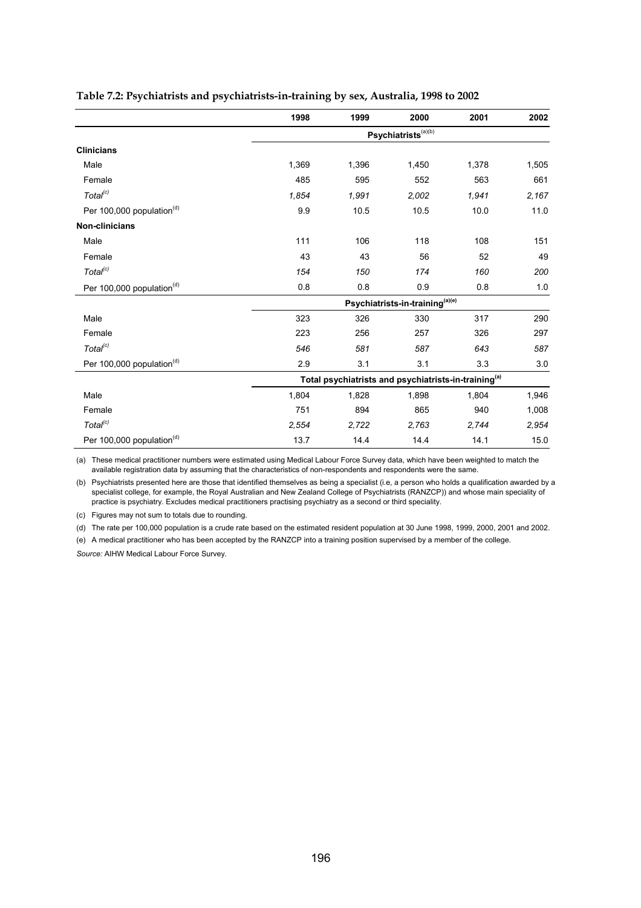**Table 7.2: Psychiatrists and psychiatrists-in-training by sex, Australia, 1998 to 2002**

| | 1998 | 1999 | 2000 | 2001 | 2002 |
|---|---|---|---|---|---|
| | | | Psychiatrists[(a)(b)] | | |
| **Clinicians** | | | | | |
| Male | 1,369 | 1,396 | 1,450 | 1,378 | 1,505 |
| Female | 485 | 595 | 552 | 563 | 661 |
| *Total[(c)]* | *1,854* | *1,991* | *2,002* | *1,941* | *2,167* |
| Per 100,000 population[(d)] | 9.9 | 10.5 | 10.5 | 10.0 | 11.0 |
| **Non-clinicians** | | | | | |
| Male | 111 | 106 | 118 | 108 | 151 |
| Female | 43 | 43 | 56 | 52 | 49 |
| *Total[(c)]* | *154* | *150* | *174* | *160* | *200* |
| Per 100,000 population[(d)] | 0.8 | 0.8 | 0.9 | 0.8 | 1.0 |
| | | | Psychiatrists-in-training[(a)(e)] | | |
| Male | 323 | 326 | 330 | 317 | 290 |
| Female | 223 | 256 | 257 | 326 | 297 |
| *Total[(c)]* | *546* | *581* | *587* | *643* | *587* |
| Per 100,000 population[(d)] | 2.9 | 3.1 | 3.1 | 3.3 | 3.0 |
| | | | Total psychiatrists and psychiatrists-in-training[(a)] | | |
| Male | 1,804 | 1,828 | 1,898 | 1,804 | 1,946 |
| Female | 751 | 894 | 865 | 940 | 1,008 |
| *Total[(c)]* | *2,554* | *2,722* | *2,763* | *2,744* | *2,954* |
| Per 100,000 population[(d)] | 13.7 | 14.4 | 14.4 | 14.1 | 15.0 |

(a) These medical practitioner numbers were estimated using Medical Labour Force Survey data, which have been weighted to match the available registration data by assuming that the characteristics of non-respondents and respondents were the same.

(b) Psychiatrists presented here are those that identified themselves as being a specialist (i.e, a person who holds a qualification awarded by a specialist college, for example, the Royal Australian and New Zealand College of Psychiatrists (RANZCP)) and whose main speciality of practice is psychiatry. Excludes medical practitioners practising psychiatry as a second or third speciality.

(c) Figures may not sum to totals due to rounding.

(d) The rate per 100,000 population is a crude rate based on the estimated resident population at 30 June 1998, 1999, 2000, 2001 and 2002.

(e) A medical practitioner who has been accepted by the RANZCP into a training position supervised by a member of the college.

*Source:* AIHW Medical Labour Force Survey.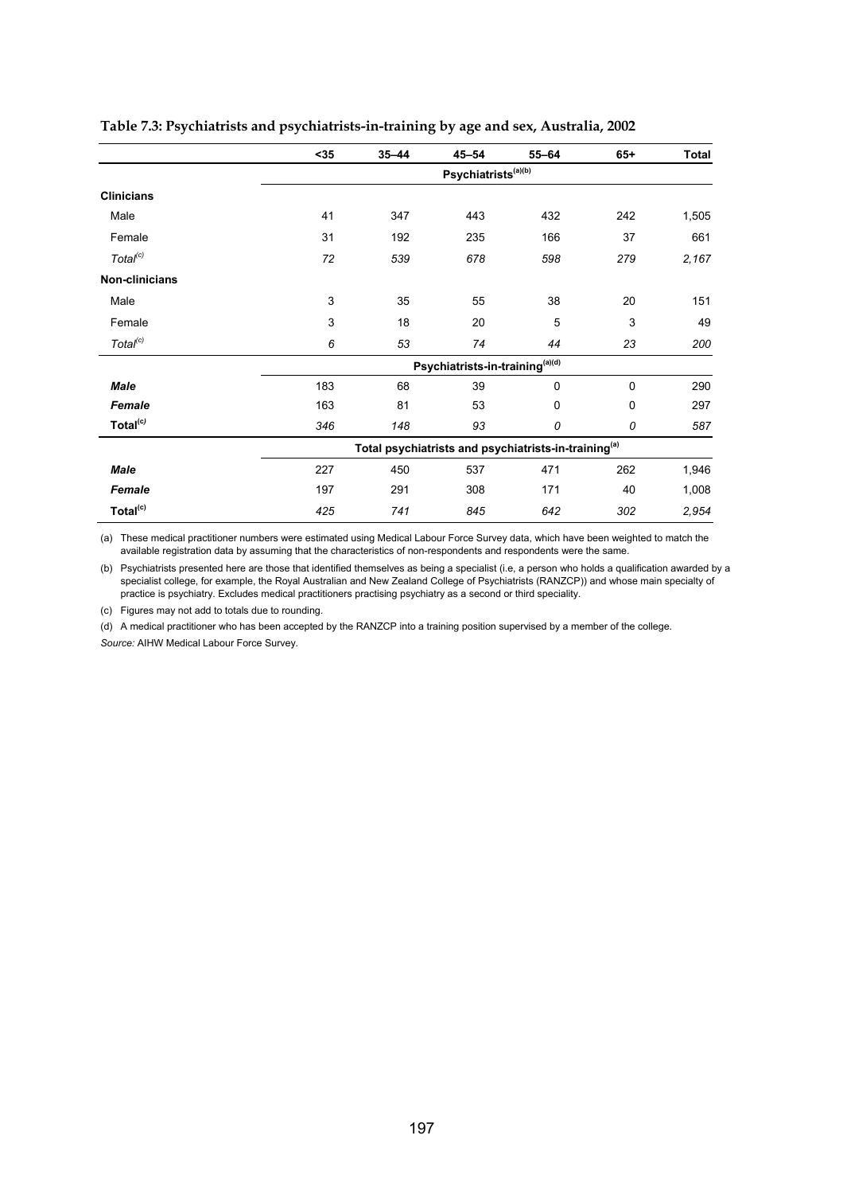**Table 7.3: Psychiatrists and psychiatrists-in-training by age and sex, Australia, 2002**

| | <35 | 35–44 | 45–54 | 55–64 | 65+ | Total |
|---|---|---|---|---|---|---|
| | | | **Psychiatrists[(a)(b)]** | | | |
| **Clinicians** | | | | | | |
| Male | 41 | 347 | 443 | 432 | 242 | 1,505 |
| Female | 31 | 192 | 235 | 166 | 37 | 661 |
| *Total[(c)]* | *72* | *539* | *678* | *598* | *279* | *2,167* |
| **Non-clinicians** | | | | | | |
| Male | 3 | 35 | 55 | 38 | 20 | 151 |
| Female | 3 | 18 | 20 | 5 | 3 | 49 |
| *Total[(c)]* | *6* | *53* | *74* | *44* | *23* | *200* |
| | | | **Psychiatrists-in-training[(a)(d)]** | | | |
| ***Male*** | 183 | 68 | 39 | 0 | 0 | 290 |
| ***Female*** | 163 | 81 | 53 | 0 | 0 | 297 |
| **Total[(c)]** | *346* | *148* | *93* | *0* | *0* | *587* |
| | | | **Total psychiatrists and psychiatrists-in-training[(a)]** | | | |
| ***Male*** | 227 | 450 | 537 | 471 | 262 | 1,946 |
| ***Female*** | 197 | 291 | 308 | 171 | 40 | 1,008 |
| **Total[(c)]** | *425* | *741* | *845* | *642* | *302* | *2,954* |

(a) These medical practitioner numbers were estimated using Medical Labour Force Survey data, which have been weighted to match the available registration data by assuming that the characteristics of non-respondents and respondents were the same.

(b) Psychiatrists presented here are those that identified themselves as being a specialist (i.e, a person who holds a qualification awarded by a specialist college, for example, the Royal Australian and New Zealand College of Psychiatrists (RANZCP)) and whose main specialty of practice is psychiatry. Excludes medical practitioners practising psychiatry as a second or third speciality.

(c) Figures may not add to totals due to rounding.

(d) A medical practitioner who has been accepted by the RANZCP into a training position supervised by a member of the college.

*Source:* AIHW Medical Labour Force Survey.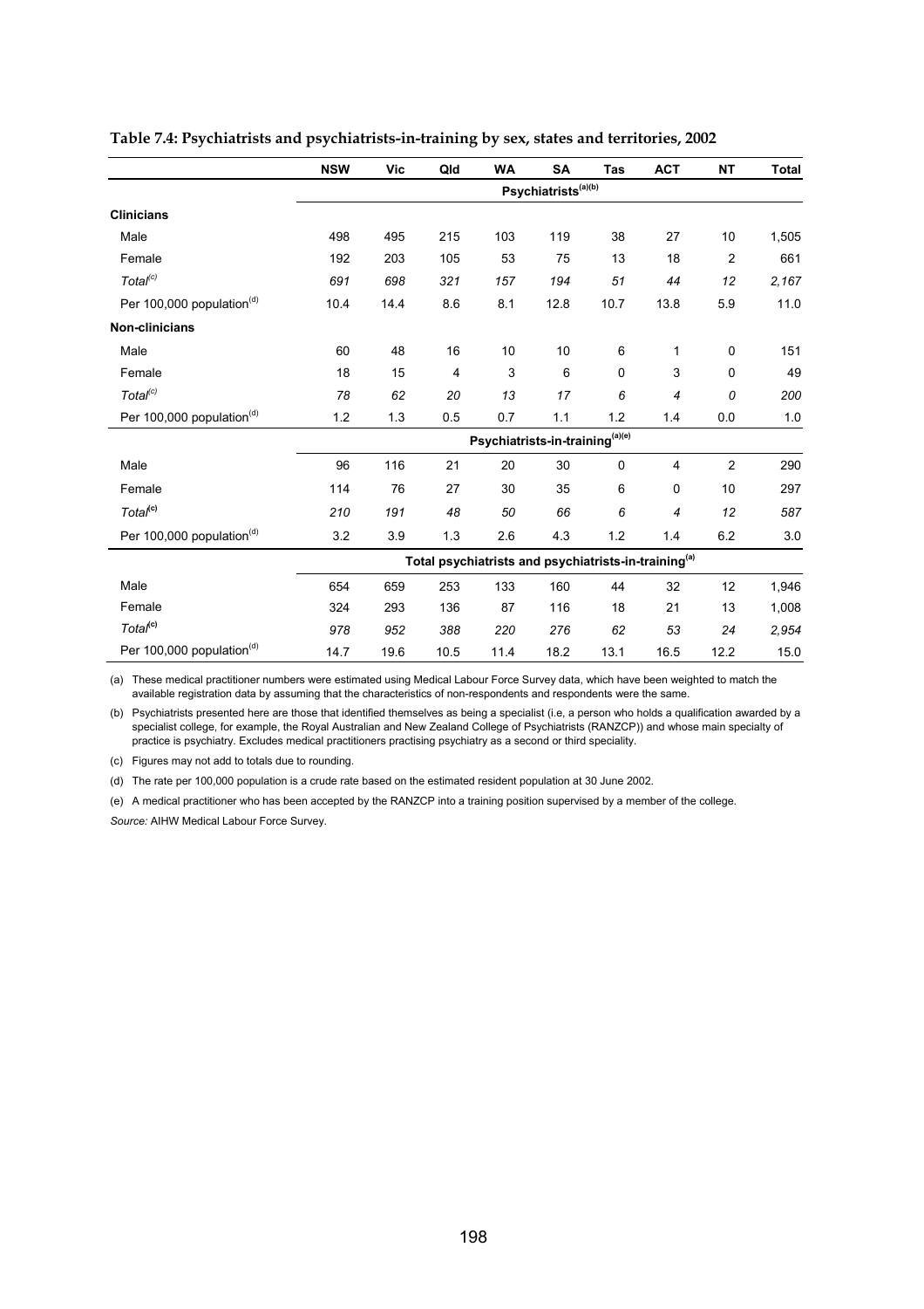**Table 7.4: Psychiatrists and psychiatrists-in-training by sex, states and territories, 2002**

| | NSW | Vic | Qld | WA | SA | Tas | ACT | NT | Total |
|---|---|---|---|---|---|---|---|---|---|
| | **Psychiatrists[(a)(b)]** | | | | | | | | |
| **Clinicians** | | | | | | | | | |
| Male | 498 | 495 | 215 | 103 | 119 | 38 | 27 | 10 | 1,505 |
| Female | 192 | 203 | 105 | 53 | 75 | 13 | 18 | 2 | 661 |
| *Total[(c)]* | *691* | *698* | *321* | *157* | *194* | *51* | *44* | *12* | *2,167* |
| Per 100,000 population[(d)] | 10.4 | 14.4 | 8.6 | 8.1 | 12.8 | 10.7 | 13.8 | 5.9 | 11.0 |
| **Non-clinicians** | | | | | | | | | |
| Male | 60 | 48 | 16 | 10 | 10 | 6 | 1 | 0 | 151 |
| Female | 18 | 15 | 4 | 3 | 6 | 0 | 3 | 0 | 49 |
| *Total[(c)]* | *78* | *62* | *20* | *13* | *17* | *6* | *4* | *0* | *200* |
| Per 100,000 population[(d)] | 1.2 | 1.3 | 0.5 | 0.7 | 1.1 | 1.2 | 1.4 | 0.0 | 1.0 |
| | **Psychiatrists-in-training[(a)(e)]** | | | | | | | | |
| Male | 96 | 116 | 21 | 20 | 30 | 0 | 4 | 2 | 290 |
| Female | 114 | 76 | 27 | 30 | 35 | 6 | 0 | 10 | 297 |
| *Total[(c)]* | *210* | *191* | *48* | *50* | *66* | *6* | *4* | *12* | *587* |
| Per 100,000 population[(d)] | 3.2 | 3.9 | 1.3 | 2.6 | 4.3 | 1.2 | 1.4 | 6.2 | 3.0 |
| | **Total psychiatrists and psychiatrists-in-training[(a)]** | | | | | | | | |
| Male | 654 | 659 | 253 | 133 | 160 | 44 | 32 | 12 | 1,946 |
| Female | 324 | 293 | 136 | 87 | 116 | 18 | 21 | 13 | 1,008 |
| *Total[(c)]* | *978* | *952* | *388* | *220* | *276* | *62* | *53* | *24* | *2,954* |
| Per 100,000 population[(d)] | 14.7 | 19.6 | 10.5 | 11.4 | 18.2 | 13.1 | 16.5 | 12.2 | 15.0 |

(a) These medical practitioner numbers were estimated using Medical Labour Force Survey data, which have been weighted to match the available registration data by assuming that the characteristics of non-respondents and respondents were the same.

(b) Psychiatrists presented here are those that identified themselves as being a specialist (i.e, a person who holds a qualification awarded by a specialist college, for example, the Royal Australian and New Zealand College of Psychiatrists (RANZCP)) and whose main specialty of practice is psychiatry. Excludes medical practitioners practising psychiatry as a second or third speciality.

(c) Figures may not add to totals due to rounding.

(d) The rate per 100,000 population is a crude rate based on the estimated resident population at 30 June 2002.

(e) A medical practitioner who has been accepted by the RANZCP into a training position supervised by a member of the college.

*Source:* AIHW Medical Labour Force Survey.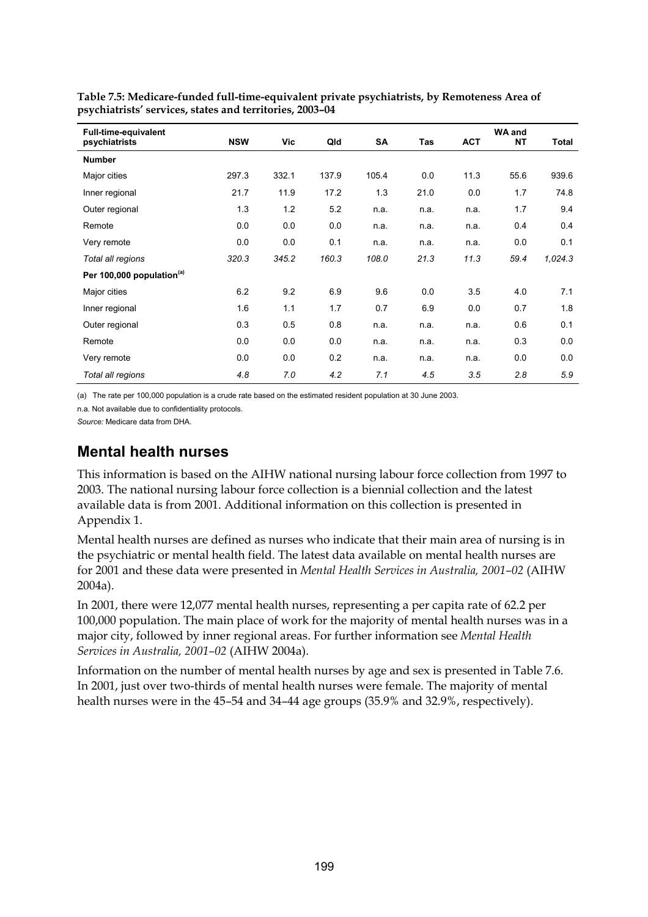**Table 7.5: Medicare-funded full-time-equivalent private psychiatrists, by Remoteness Area of psychiatrists' services, states and territories, 2003–04**

| Full-time-equivalent psychiatrists | NSW | Vic | Qld | SA | Tas | ACT | WA and NT | Total |
|---|---|---|---|---|---|---|---|---|
| **Number** | | | | | | | | |
| Major cities | 297.3 | 332.1 | 137.9 | 105.4 | 0.0 | 11.3 | 55.6 | 939.6 |
| Inner regional | 21.7 | 11.9 | 17.2 | 1.3 | 21.0 | 0.0 | 1.7 | 74.8 |
| Outer regional | 1.3 | 1.2 | 5.2 | n.a. | n.a. | n.a. | 1.7 | 9.4 |
| Remote | 0.0 | 0.0 | 0.0 | n.a. | n.a. | n.a. | 0.4 | 0.4 |
| Very remote | 0.0 | 0.0 | 0.1 | n.a. | n.a. | n.a. | 0.0 | 0.1 |
| *Total all regions* | *320.3* | *345.2* | *160.3* | *108.0* | *21.3* | *11.3* | *59.4* | *1,024.3* |
| **Per 100,000 population[(a)]** | | | | | | | | |
| Major cities | 6.2 | 9.2 | 6.9 | 9.6 | 0.0 | 3.5 | 4.0 | 7.1 |
| Inner regional | 1.6 | 1.1 | 1.7 | 0.7 | 6.9 | 0.0 | 0.7 | 1.8 |
| Outer regional | 0.3 | 0.5 | 0.8 | n.a. | n.a. | n.a. | 0.6 | 0.1 |
| Remote | 0.0 | 0.0 | 0.0 | n.a. | n.a. | n.a. | 0.3 | 0.0 |
| Very remote | 0.0 | 0.0 | 0.2 | n.a. | n.a. | n.a. | 0.0 | 0.0 |
| *Total all regions* | *4.8* | *7.0* | *4.2* | *7.1* | *4.5* | *3.5* | *2.8* | *5.9* |

(a) The rate per 100,000 population is a crude rate based on the estimated resident population at 30 June 2003.

n.a. Not available due to confidentiality protocols.

*Source:* Medicare data from DHA.

## Mental health nurses

This information is based on the AIHW national nursing labour force collection from 1997 to 2003. The national nursing labour force collection is a biennial collection and the latest available data is from 2001. Additional information on this collection is presented in Appendix 1.

Mental health nurses are defined as nurses who indicate that their main area of nursing is in the psychiatric or mental health field. The latest data available on mental health nurses are for 2001 and these data were presented in *Mental Health Services in Australia, 2001–02* (AIHW 2004a).

In 2001, there were 12,077 mental health nurses, representing a per capita rate of 62.2 per 100,000 population. The main place of work for the majority of mental health nurses was in a major city, followed by inner regional areas. For further information see *Mental Health Services in Australia, 2001–02* (AIHW 2004a).

Information on the number of mental health nurses by age and sex is presented in Table 7.6. In 2001, just over two-thirds of mental health nurses were female. The majority of mental health nurses were in the 45–54 and 34–44 age groups (35.9% and 32.9%, respectively).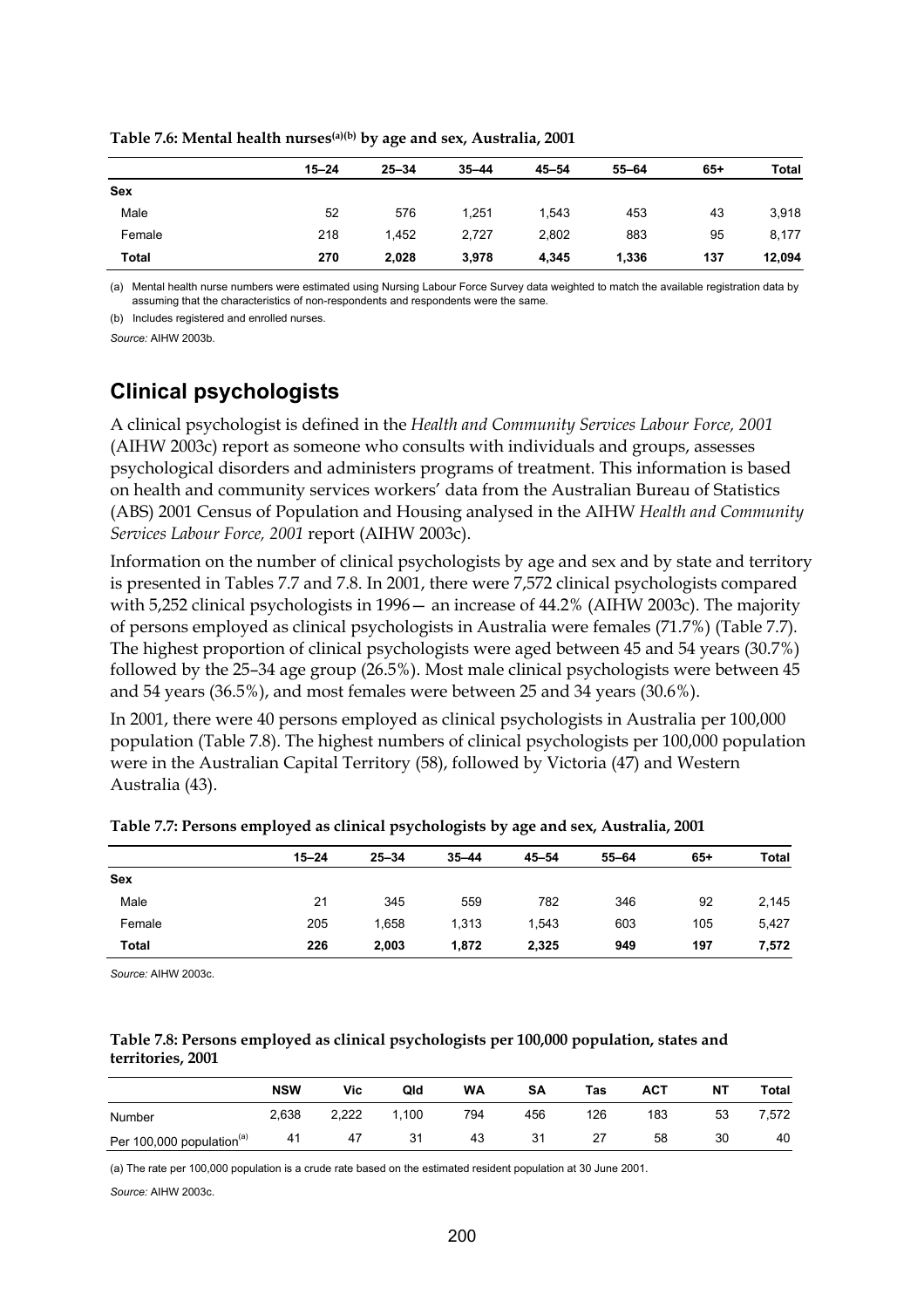**Table 7.6: Mental health nurses[(a)(b)] by age and sex, Australia, 2001**

| | 15–24 | 25–34 | 35–44 | 45–54 | 55–64 | 65+ | Total |
|---|---|---|---|---|---|---|---|
| **Sex** | | | | | | | |
| Male | 52 | 576 | 1,251 | 1,543 | 453 | 43 | 3,918 |
| Female | 218 | 1,452 | 2,727 | 2,802 | 883 | 95 | 8,177 |
| **Total** | **270** | **2,028** | **3,978** | **4,345** | **1,336** | **137** | **12,094** |

(a) Mental health nurse numbers were estimated using Nursing Labour Force Survey data weighted to match the available registration data by assuming that the characteristics of non-respondents and respondents were the same.

(b) Includes registered and enrolled nurses.

*Source:* AIHW 2003b.

## Clinical psychologists

A clinical psychologist is defined in the *Health and Community Services Labour Force, 2001* (AIHW 2003c) report as someone who consults with individuals and groups, assesses psychological disorders and administers programs of treatment. This information is based on health and community services workers' data from the Australian Bureau of Statistics (ABS) 2001 Census of Population and Housing analysed in the AIHW *Health and Community Services Labour Force, 2001* report (AIHW 2003c).

Information on the number of clinical psychologists by age and sex and by state and territory is presented in Tables 7.7 and 7.8. In 2001, there were 7,572 clinical psychologists compared with 5,252 clinical psychologists in 1996— an increase of 44.2% (AIHW 2003c). The majority of persons employed as clinical psychologists in Australia were females (71.7%) (Table 7.7). The highest proportion of clinical psychologists were aged between 45 and 54 years (30.7%) followed by the 25–34 age group (26.5%). Most male clinical psychologists were between 45 and 54 years (36.5%), and most females were between 25 and 34 years (30.6%).

In 2001, there were 40 persons employed as clinical psychologists in Australia per 100,000 population (Table 7.8). The highest numbers of clinical psychologists per 100,000 population were in the Australian Capital Territory (58), followed by Victoria (47) and Western Australia (43).

**Table 7.7: Persons employed as clinical psychologists by age and sex, Australia, 2001**

| | 15–24 | 25–34 | 35–44 | 45–54 | 55–64 | 65+ | Total |
|---|---|---|---|---|---|---|---|
| **Sex** | | | | | | | |
| Male | 21 | 345 | 559 | 782 | 346 | 92 | 2,145 |
| Female | 205 | 1,658 | 1,313 | 1,543 | 603 | 105 | 5,427 |
| **Total** | **226** | **2,003** | **1,872** | **2,325** | **949** | **197** | **7,572** |

*Source:* AIHW 2003c.

**Table 7.8: Persons employed as clinical psychologists per 100,000 population, states and territories, 2001**

| | NSW | Vic | Qld | WA | SA | Tas | ACT | NT | Total |
|---|---|---|---|---|---|---|---|---|---|
| Number | 2,638 | 2,222 | 1,100 | 794 | 456 | 126 | 183 | 53 | 7,572 |
| Per 100,000 population[(a)] | 41 | 47 | 31 | 43 | 31 | 27 | 58 | 30 | 40 |

(a) The rate per 100,000 population is a crude rate based on the estimated resident population at 30 June 2001.

*Source:* AIHW 2003c.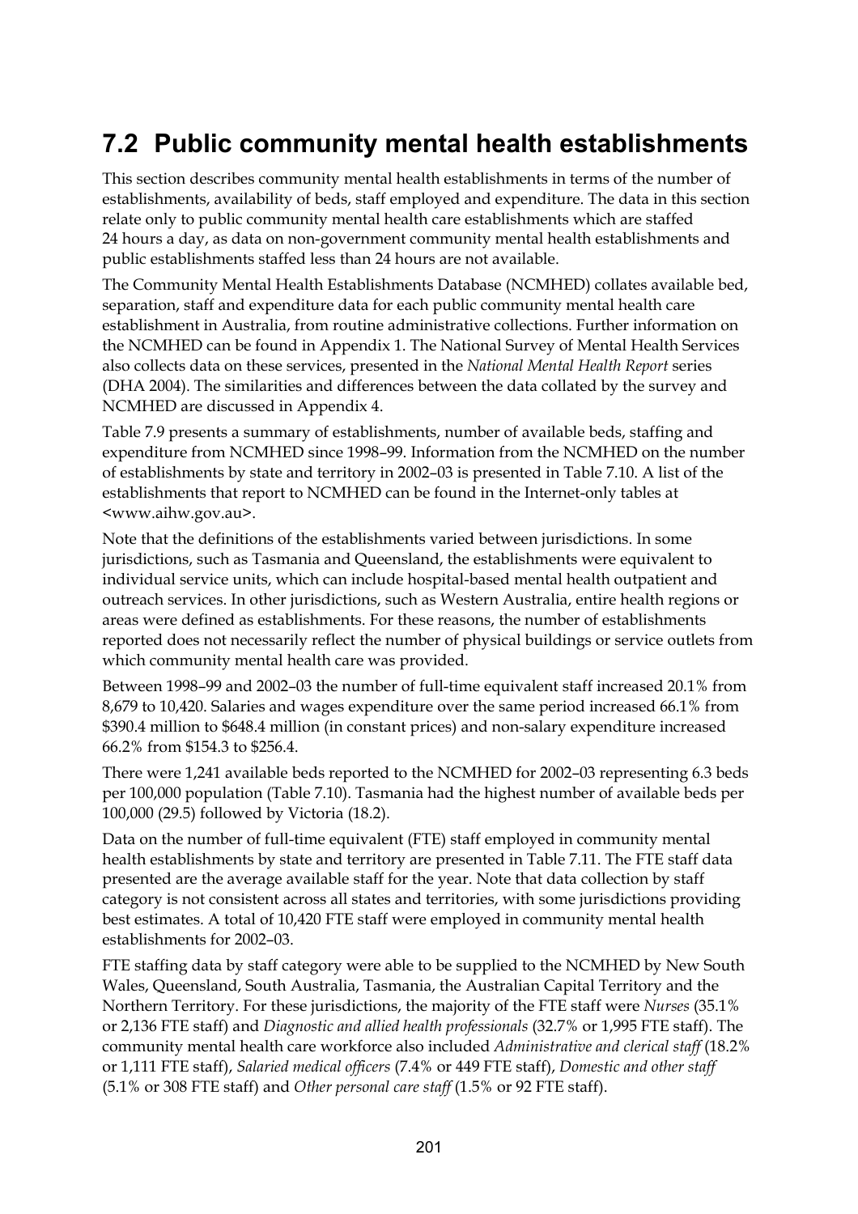## 7.2 Public community mental health establishments

This section describes community mental health establishments in terms of the number of establishments, availability of beds, staff employed and expenditure. The data in this section relate only to public community mental health care establishments which are staffed 24 hours a day, as data on non-government community mental health establishments and public establishments staffed less than 24 hours are not available.

The Community Mental Health Establishments Database (NCMHED) collates available bed, separation, staff and expenditure data for each public community mental health care establishment in Australia, from routine administrative collections. Further information on the NCMHED can be found in Appendix 1. The National Survey of Mental Health Services also collects data on these services, presented in the *National Mental Health Report* series (DHA 2004). The similarities and differences between the data collated by the survey and NCMHED are discussed in Appendix 4.

Table 7.9 presents a summary of establishments, number of available beds, staffing and expenditure from NCMHED since 1998–99. Information from the NCMHED on the number of establishments by state and territory in 2002–03 is presented in Table 7.10. A list of the establishments that report to NCMHED can be found in the Internet-only tables at <www.aihw.gov.au>.

Note that the definitions of the establishments varied between jurisdictions. In some jurisdictions, such as Tasmania and Queensland, the establishments were equivalent to individual service units, which can include hospital-based mental health outpatient and outreach services. In other jurisdictions, such as Western Australia, entire health regions or areas were defined as establishments. For these reasons, the number of establishments reported does not necessarily reflect the number of physical buildings or service outlets from which community mental health care was provided.

Between 1998–99 and 2002–03 the number of full-time equivalent staff increased 20.1% from 8,679 to 10,420. Salaries and wages expenditure over the same period increased 66.1% from $390.4 million to $648.4 million (in constant prices) and non-salary expenditure increased 66.2% from $154.3 to $256.4.

There were 1,241 available beds reported to the NCMHED for 2002–03 representing 6.3 beds per 100,000 population (Table 7.10). Tasmania had the highest number of available beds per 100,000 (29.5) followed by Victoria (18.2).

Data on the number of full-time equivalent (FTE) staff employed in community mental health establishments by state and territory are presented in Table 7.11. The FTE staff data presented are the average available staff for the year. Note that data collection by staff category is not consistent across all states and territories, with some jurisdictions providing best estimates. A total of 10,420 FTE staff were employed in community mental health establishments for 2002–03.

FTE staffing data by staff category were able to be supplied to the NCMHED by New South Wales, Queensland, South Australia, Tasmania, the Australian Capital Territory and the Northern Territory. For these jurisdictions, the majority of the FTE staff were *Nurses* (35.1% or 2,136 FTE staff) and *Diagnostic and allied health professionals* (32.7% or 1,995 FTE staff). The community mental health care workforce also included *Administrative and clerical staff* (18.2% or 1,111 FTE staff), *Salaried medical officers* (7.4% or 449 FTE staff), *Domestic and other staff* (5.1% or 308 FTE staff) and *Other personal care staff* (1.5% or 92 FTE staff).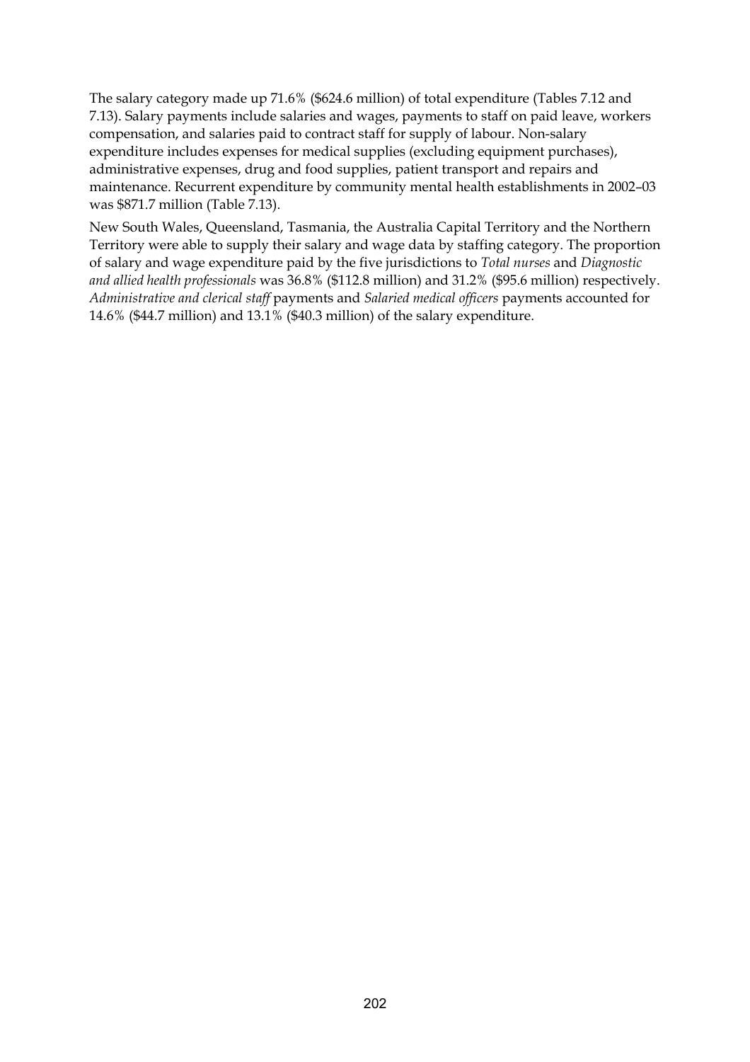The salary category made up 71.6% ($624.6 million) of total expenditure (Tables 7.12 and 7.13). Salary payments include salaries and wages, payments to staff on paid leave, workers compensation, and salaries paid to contract staff for supply of labour. Non-salary expenditure includes expenses for medical supplies (excluding equipment purchases), administrative expenses, drug and food supplies, patient transport and repairs and maintenance. Recurrent expenditure by community mental health establishments in 2002–03 was $871.7 million (Table 7.13).

New South Wales, Queensland, Tasmania, the Australia Capital Territory and the Northern Territory were able to supply their salary and wage data by staffing category. The proportion of salary and wage expenditure paid by the five jurisdictions to *Total nurses* and *Diagnostic and allied health professionals* was 36.8% ($112.8 million) and 31.2% ($95.6 million) respectively. *Administrative and clerical staff* payments and *Salaried medical officers* payments accounted for 14.6% ($44.7 million) and 13.1% ($40.3 million) of the salary expenditure.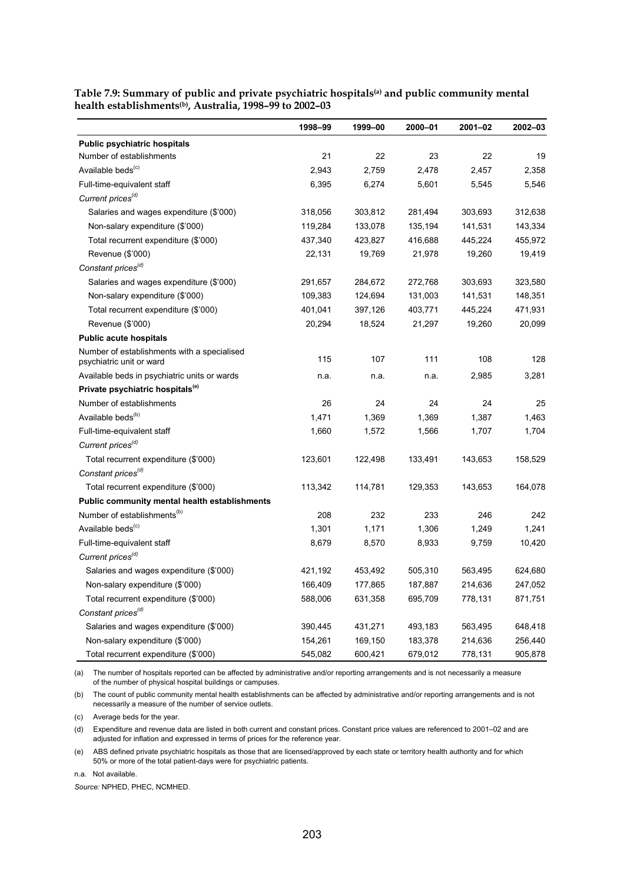**Table 7.9: Summary of public and private psychiatric hospitals[(a)] and public community mental health establishments[(b)], Australia, 1998–99 to 2002–03**

| | 1998–99 | 1999–00 | 2000–01 | 2001–02 | 2002–03 |
|---|---|---|---|---|---|
| **Public psychiatric hospitals** | | | | | |
| Number of establishments | 21 | 22 | 23 | 22 | 19 |
| Available beds[(c)] | 2,943 | 2,759 | 2,478 | 2,457 | 2,358 |
| Full-time-equivalent staff | 6,395 | 6,274 | 5,601 | 5,545 | 5,546 |
| *Current prices[(d)]* | | | | | |
| Salaries and wages expenditure ($'000) | 318,056 | 303,812 | 281,494 | 303,693 | 312,638 |
| Non-salary expenditure ($'000) | 119,284 | 133,078 | 135,194 | 141,531 | 143,334 |
| Total recurrent expenditure ($'000) | 437,340 | 423,827 | 416,688 | 445,224 | 455,972 |
| Revenue ($'000) | 22,131 | 19,769 | 21,978 | 19,260 | 19,419 |
| *Constant prices[(d)]* | | | | | |
| Salaries and wages expenditure ($'000) | 291,657 | 284,672 | 272,768 | 303,693 | 323,580 |
| Non-salary expenditure ($'000) | 109,383 | 124,694 | 131,003 | 141,531 | 148,351 |
| Total recurrent expenditure ($'000) | 401,041 | 397,126 | 403,771 | 445,224 | 471,931 |
| Revenue ($'000) | 20,294 | 18,524 | 21,297 | 19,260 | 20,099 |
| **Public acute hospitals** | | | | | |
| Number of establishments with a specialised psychiatric unit or ward | 115 | 107 | 111 | 108 | 128 |
| Available beds in psychiatric units or wards | n.a. | n.a. | n.a. | 2,985 | 3,281 |
| **Private psychiatric hospitals[(e)]** | | | | | |
| Number of establishments | 26 | 24 | 24 | 24 | 25 |
| Available beds[(b)] | 1,471 | 1,369 | 1,369 | 1,387 | 1,463 |
| Full-time-equivalent staff | 1,660 | 1,572 | 1,566 | 1,707 | 1,704 |
| *Current prices[(d)]* | | | | | |
| Total recurrent expenditure ($'000) | 123,601 | 122,498 | 133,491 | 143,653 | 158,529 |
| *Constant prices[(d)]* | | | | | |
| Total recurrent expenditure ($'000) | 113,342 | 114,781 | 129,353 | 143,653 | 164,078 |
| **Public community mental health establishments** | | | | | |
| Number of establishments[(b)] | 208 | 232 | 233 | 246 | 242 |
| Available beds[(c)] | 1,301 | 1,171 | 1,306 | 1,249 | 1,241 |
| Full-time-equivalent staff | 8,679 | 8,570 | 8,933 | 9,759 | 10,420 |
| *Current prices[(d)]* | | | | | |
| Salaries and wages expenditure ($'000) | 421,192 | 453,492 | 505,310 | 563,495 | 624,680 |
| Non-salary expenditure ($'000) | 166,409 | 177,865 | 187,887 | 214,636 | 247,052 |
| Total recurrent expenditure ($'000) | 588,006 | 631,358 | 695,709 | 778,131 | 871,751 |
| *Constant prices[(d)]* | | | | | |
| Salaries and wages expenditure ($'000) | 390,445 | 431,271 | 493,183 | 563,495 | 648,418 |
| Non-salary expenditure ($'000) | 154,261 | 169,150 | 183,378 | 214,636 | 256,440 |
| Total recurrent expenditure ($'000) | 545,082 | 600,421 | 679,012 | 778,131 | 905,878 |

(a) The number of hospitals reported can be affected by administrative and/or reporting arrangements and is not necessarily a measure of the number of physical hospital buildings or campuses.

(b) The count of public community mental health establishments can be affected by administrative and/or reporting arrangements and is not necessarily a measure of the number of service outlets.

(c) Average beds for the year.

(d) Expenditure and revenue data are listed in both current and constant prices. Constant price values are referenced to 2001–02 and are adjusted for inflation and expressed in terms of prices for the reference year.

(e) ABS defined private psychiatric hospitals as those that are licensed/approved by each state or territory health authority and for which 50% or more of the total patient-days were for psychiatric patients.

n.a. Not available.

*Source:* NPHED, PHEC, NCMHED.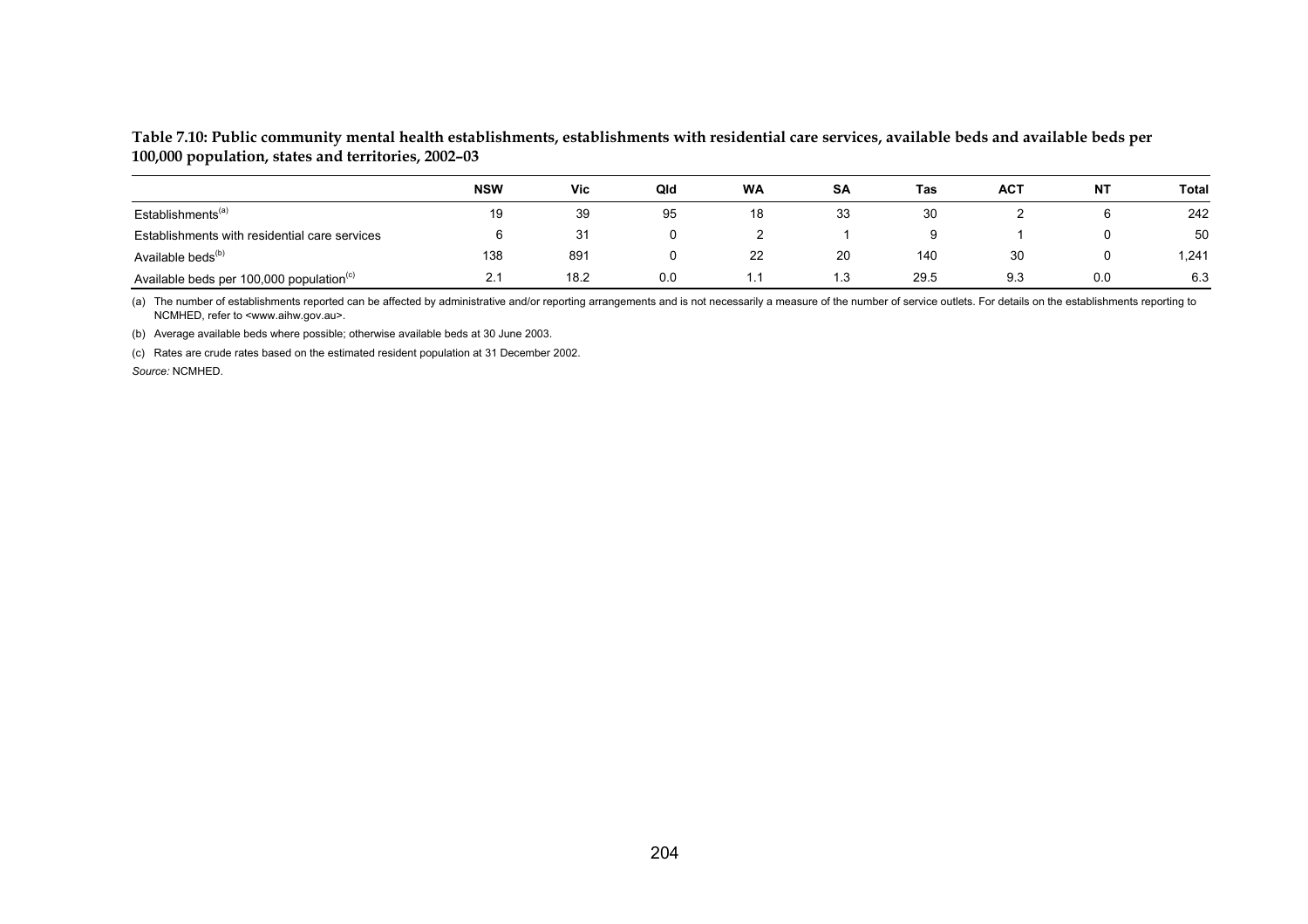**Table 7.10: Public community mental health establishments, establishments with residential care services, available beds and available beds per 100,000 population, states and territories, 2002–03**

| | NSW | Vic | Qld | WA | SA | Tas | ACT | NT | Total |
|---|---|---|---|---|---|---|---|---|---|
| Establishments[(a)] | 19 | 39 | 95 | 18 | 33 | 30 | 2 | 6 | 242 |
| Establishments with residential care services | 6 | 31 | 0 | 2 | 1 | 9 | 1 | 0 | 50 |
| Available beds[(b)] | 138 | 891 | 0 | 22 | 20 | 140 | 30 | 0 | 1,241 |
| Available beds per 100,000 population[(c)] | 2.1 | 18.2 | 0.0 | 1.1 | 1.3 | 29.5 | 9.3 | 0.0 | 6.3 |

(a) The number of establishments reported can be affected by administrative and/or reporting arrangements and is not necessarily a measure of the number of service outlets. For details on the establishments reporting to NCMHED, refer to <www.aihw.gov.au>.

(b) Average available beds where possible; otherwise available beds at 30 June 2003.

(c) Rates are crude rates based on the estimated resident population at 31 December 2002.

*Source:* NCMHED.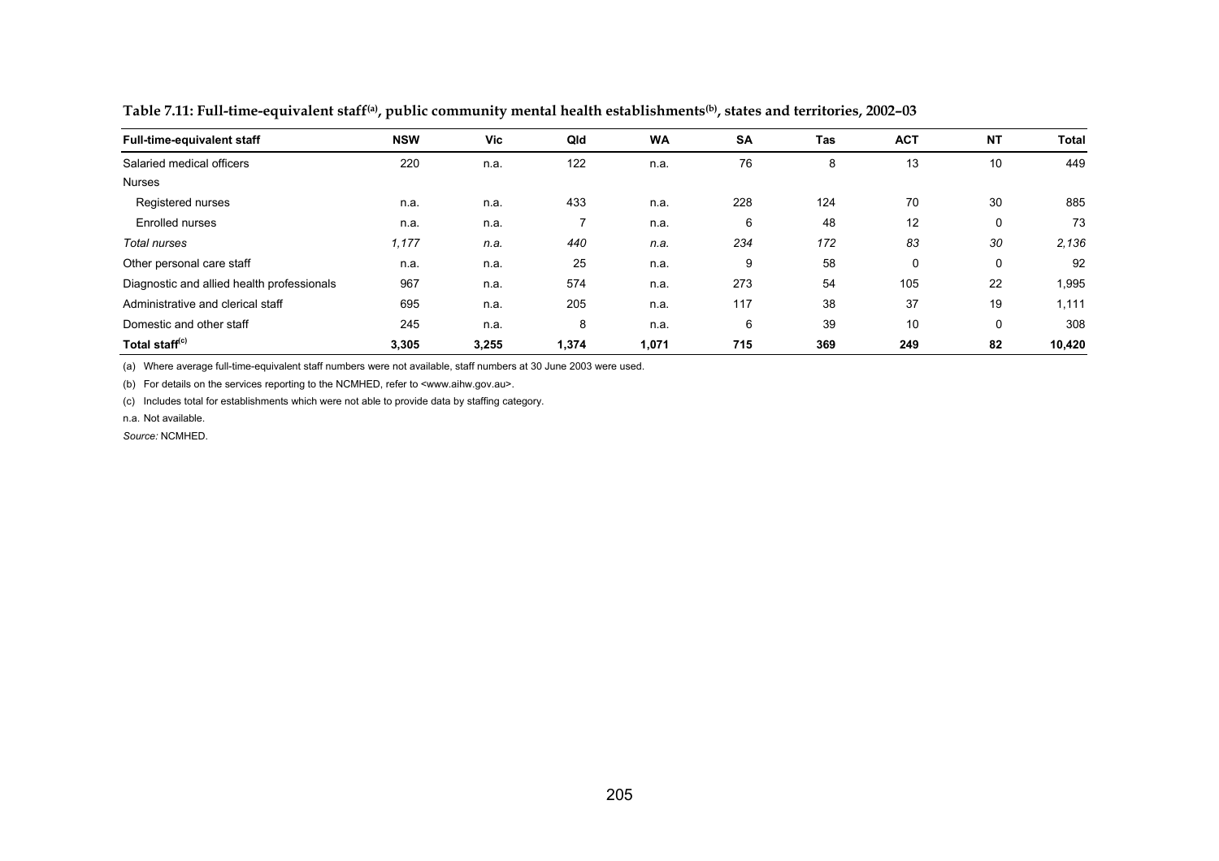**Table 7.11: Full-time-equivalent staff[(a)], public community mental health establishments[(b)], states and territories, 2002–03**

| Full-time-equivalent staff | NSW | Vic | Qld | WA | SA | Tas | ACT | NT | Total |
|---|---|---|---|---|---|---|---|---|---|
| Salaried medical officers | 220 | n.a. | 122 | n.a. | 76 | 8 | 13 | 10 | 449 |
| Nurses | | | | | | | | | |
| Registered nurses | n.a. | n.a. | 433 | n.a. | 228 | 124 | 70 | 30 | 885 |
| Enrolled nurses | n.a. | n.a. | 7 | n.a. | 6 | 48 | 12 | 0 | 73 |
| *Total nurses* | *1,177* | *n.a.* | *440* | *n.a.* | *234* | *172* | *83* | *30* | *2,136* |
| Other personal care staff | n.a. | n.a. | 25 | n.a. | 9 | 58 | 0 | 0 | 92 |
| Diagnostic and allied health professionals | 967 | n.a. | 574 | n.a. | 273 | 54 | 105 | 22 | 1,995 |
| Administrative and clerical staff | 695 | n.a. | 205 | n.a. | 117 | 38 | 37 | 19 | 1,111 |
| Domestic and other staff | 245 | n.a. | 8 | n.a. | 6 | 39 | 10 | 0 | 308 |
| **Total staff[(c)]** | **3,305** | **3,255** | **1,374** | **1,071** | **715** | **369** | **249** | **82** | **10,420** |

(a) Where average full-time-equivalent staff numbers were not available, staff numbers at 30 June 2003 were used.

(b) For details on the services reporting to the NCMHED, refer to <www.aihw.gov.au>.

(c) Includes total for establishments which were not able to provide data by staffing category.

n.a. Not available.

*Source:* NCMHED.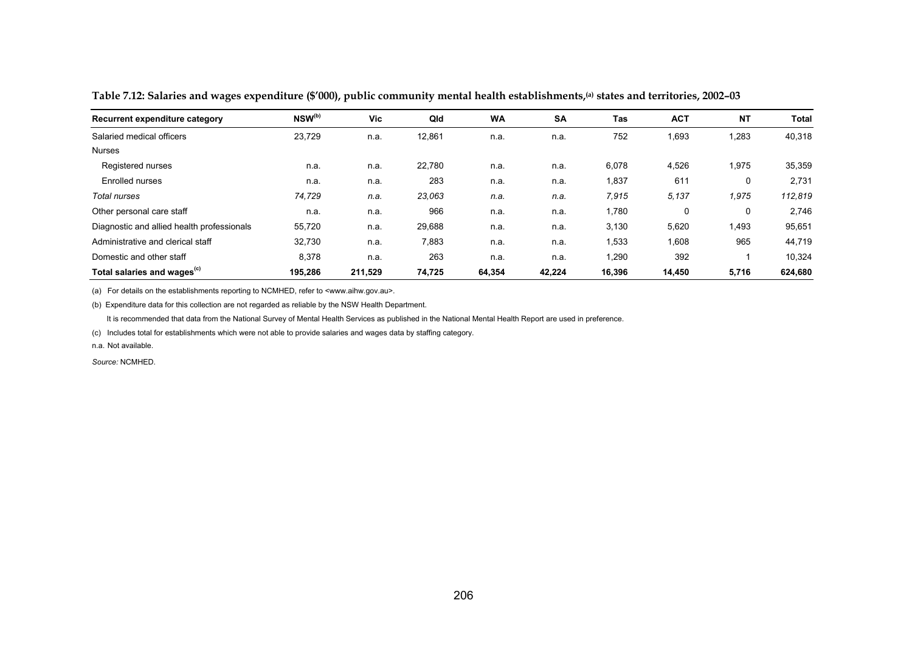**Table 7.12: Salaries and wages expenditure ($'000), public community mental health establishments,[(a)] states and territories, 2002–03**

| Recurrent expenditure category | NSW[(b)] | Vic | Qld | WA | SA | Tas | ACT | NT | Total |
|---|---|---|---|---|---|---|---|---|---|
| Salaried medical officers | 23,729 | n.a. | 12,861 | n.a. | n.a. | 752 | 1,693 | 1,283 | 40,318 |
| Nurses | | | | | | | | | |
| Registered nurses | n.a. | n.a. | 22,780 | n.a. | n.a. | 6,078 | 4,526 | 1,975 | 35,359 |
| Enrolled nurses | n.a. | n.a. | 283 | n.a. | n.a. | 1,837 | 611 | 0 | 2,731 |
| *Total nurses* | *74,729* | *n.a.* | *23,063* | *n.a.* | *n.a.* | *7,915* | *5,137* | *1,975* | *112,819* |
| Other personal care staff | n.a. | n.a. | 966 | n.a. | n.a. | 1,780 | 0 | 0 | 2,746 |
| Diagnostic and allied health professionals | 55,720 | n.a. | 29,688 | n.a. | n.a. | 3,130 | 5,620 | 1,493 | 95,651 |
| Administrative and clerical staff | 32,730 | n.a. | 7,883 | n.a. | n.a. | 1,533 | 1,608 | 965 | 44,719 |
| Domestic and other staff | 8,378 | n.a. | 263 | n.a. | n.a. | 1,290 | 392 | 1 | 10,324 |
| **Total salaries and wages[(c)]** | **195,286** | **211,529** | **74,725** | **64,354** | **42,224** | **16,396** | **14,450** | **5,716** | **624,680** |

(a) For details on the establishments reporting to NCMHED, refer to <www.aihw.gov.au>.

(b) Expenditure data for this collection are not regarded as reliable by the NSW Health Department.

It is recommended that data from the National Survey of Mental Health Services as published in the National Mental Health Report are used in preference.

(c) Includes total for establishments which were not able to provide salaries and wages data by staffing category.

n.a. Not available.

*Source:* NCMHED.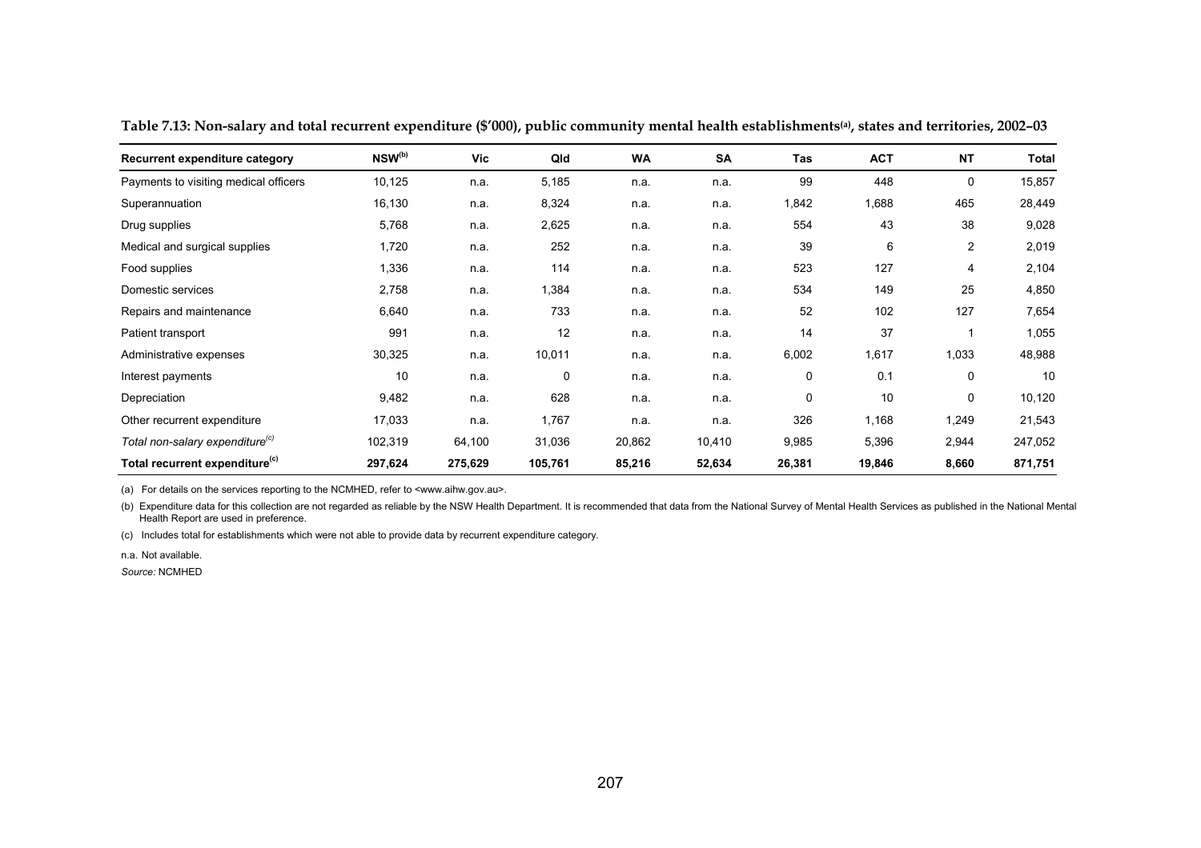**Table 7.13: Non-salary and total recurrent expenditure ($'000), public community mental health establishments[(a)], states and territories, 2002–03**

| Recurrent expenditure category | NSW[(b)] | Vic | Qld | WA | SA | Tas | ACT | NT | Total |
|---|---|---|---|---|---|---|---|---|---|
| Payments to visiting medical officers | 10,125 | n.a. | 5,185 | n.a. | n.a. | 99 | 448 | 0 | 15,857 |
| Superannuation | 16,130 | n.a. | 8,324 | n.a. | n.a. | 1,842 | 1,688 | 465 | 28,449 |
| Drug supplies | 5,768 | n.a. | 2,625 | n.a. | n.a. | 554 | 43 | 38 | 9,028 |
| Medical and surgical supplies | 1,720 | n.a. | 252 | n.a. | n.a. | 39 | 6 | 2 | 2,019 |
| Food supplies | 1,336 | n.a. | 114 | n.a. | n.a. | 523 | 127 | 4 | 2,104 |
| Domestic services | 2,758 | n.a. | 1,384 | n.a. | n.a. | 534 | 149 | 25 | 4,850 |
| Repairs and maintenance | 6,640 | n.a. | 733 | n.a. | n.a. | 52 | 102 | 127 | 7,654 |
| Patient transport | 991 | n.a. | 12 | n.a. | n.a. | 14 | 37 | 1 | 1,055 |
| Administrative expenses | 30,325 | n.a. | 10,011 | n.a. | n.a. | 6,002 | 1,617 | 1,033 | 48,988 |
| Interest payments | 10 | n.a. | 0 | n.a. | n.a. | 0 | 0.1 | 0 | 10 |
| Depreciation | 9,482 | n.a. | 628 | n.a. | n.a. | 0 | 10 | 0 | 10,120 |
| Other recurrent expenditure | 17,033 | n.a. | 1,767 | n.a. | n.a. | 326 | 1,168 | 1,249 | 21,543 |
| *Total non-salary expenditure[(c)]* | 102,319 | 64,100 | 31,036 | 20,862 | 10,410 | 9,985 | 5,396 | 2,944 | 247,052 |
| **Total recurrent expenditure[(c)]** | **297,624** | **275,629** | **105,761** | **85,216** | **52,634** | **26,381** | **19,846** | **8,660** | **871,751** |

(a) For details on the services reporting to the NCMHED, refer to <www.aihw.gov.au>.

(b) Expenditure data for this collection are not regarded as reliable by the NSW Health Department. It is recommended that data from the National Survey of Mental Health Services as published in the National Mental Health Report are used in preference.

(c) Includes total for establishments which were not able to provide data by recurrent expenditure category.

n.a. Not available.

*Source:* NCMHED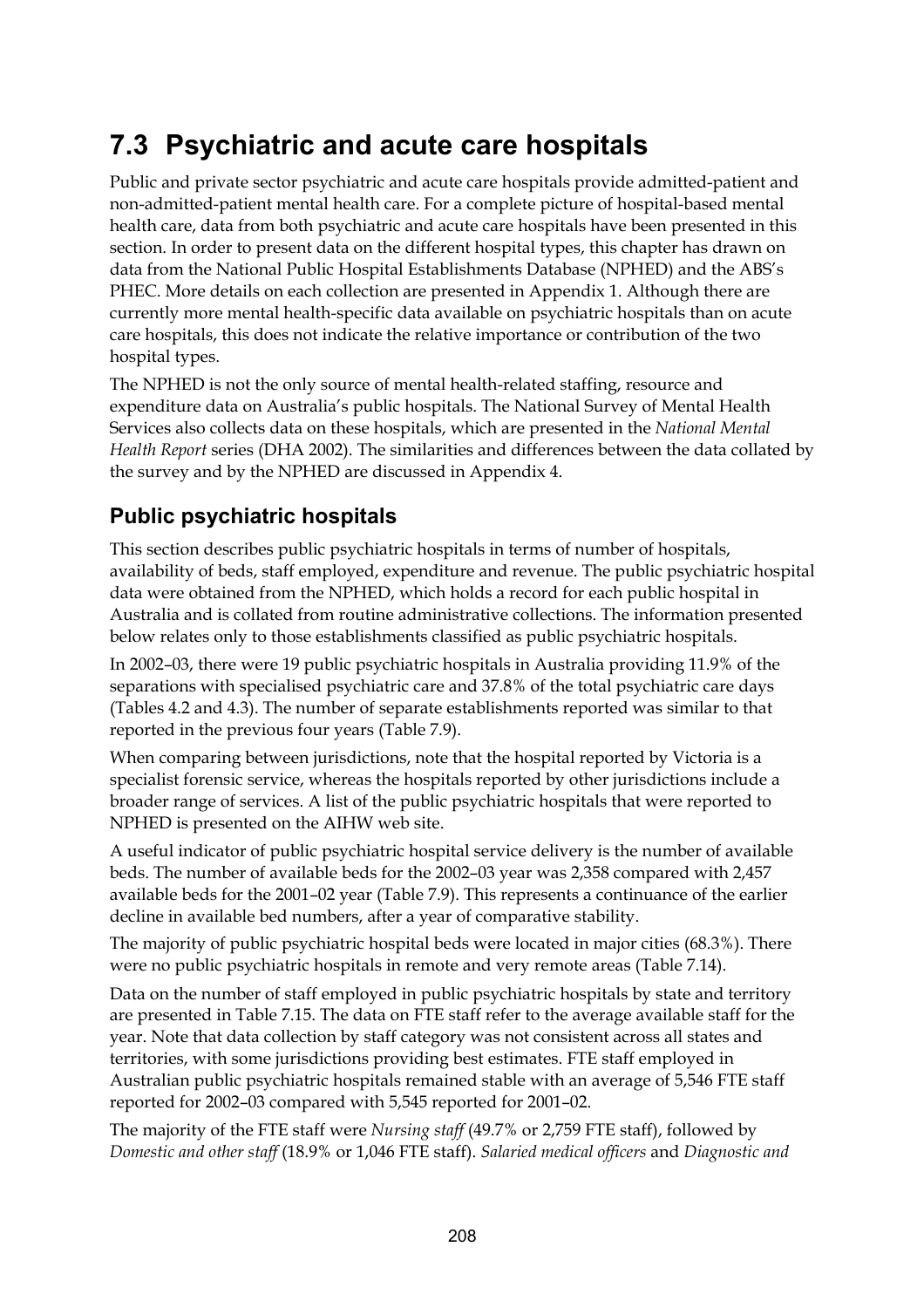# 7.3 Psychiatric and acute care hospitals

Public and private sector psychiatric and acute care hospitals provide admitted-patient and non-admitted-patient mental health care. For a complete picture of hospital-based mental health care, data from both psychiatric and acute care hospitals have been presented in this section. In order to present data on the different hospital types, this chapter has drawn on data from the National Public Hospital Establishments Database (NPHED) and the ABS's PHEC. More details on each collection are presented in Appendix 1. Although there are currently more mental health-specific data available on psychiatric hospitals than on acute care hospitals, this does not indicate the relative importance or contribution of the two hospital types.

The NPHED is not the only source of mental health-related staffing, resource and expenditure data on Australia's public hospitals. The National Survey of Mental Health Services also collects data on these hospitals, which are presented in the *National Mental Health Report* series (DHA 2002). The similarities and differences between the data collated by the survey and by the NPHED are discussed in Appendix 4.

## Public psychiatric hospitals

This section describes public psychiatric hospitals in terms of number of hospitals, availability of beds, staff employed, expenditure and revenue. The public psychiatric hospital data were obtained from the NPHED, which holds a record for each public hospital in Australia and is collated from routine administrative collections. The information presented below relates only to those establishments classified as public psychiatric hospitals.

In 2002–03, there were 19 public psychiatric hospitals in Australia providing 11.9% of the separations with specialised psychiatric care and 37.8% of the total psychiatric care days (Tables 4.2 and 4.3). The number of separate establishments reported was similar to that reported in the previous four years (Table 7.9).

When comparing between jurisdictions, note that the hospital reported by Victoria is a specialist forensic service, whereas the hospitals reported by other jurisdictions include a broader range of services. A list of the public psychiatric hospitals that were reported to NPHED is presented on the AIHW web site.

A useful indicator of public psychiatric hospital service delivery is the number of available beds. The number of available beds for the 2002–03 year was 2,358 compared with 2,457 available beds for the 2001–02 year (Table 7.9). This represents a continuance of the earlier decline in available bed numbers, after a year of comparative stability.

The majority of public psychiatric hospital beds were located in major cities (68.3%). There were no public psychiatric hospitals in remote and very remote areas (Table 7.14).

Data on the number of staff employed in public psychiatric hospitals by state and territory are presented in Table 7.15. The data on FTE staff refer to the average available staff for the year. Note that data collection by staff category was not consistent across all states and territories, with some jurisdictions providing best estimates. FTE staff employed in Australian public psychiatric hospitals remained stable with an average of 5,546 FTE staff reported for 2002–03 compared with 5,545 reported for 2001–02.

The majority of the FTE staff were *Nursing staff* (49.7% or 2,759 FTE staff), followed by *Domestic and other staff* (18.9% or 1,046 FTE staff). *Salaried medical officers* and *Diagnostic and*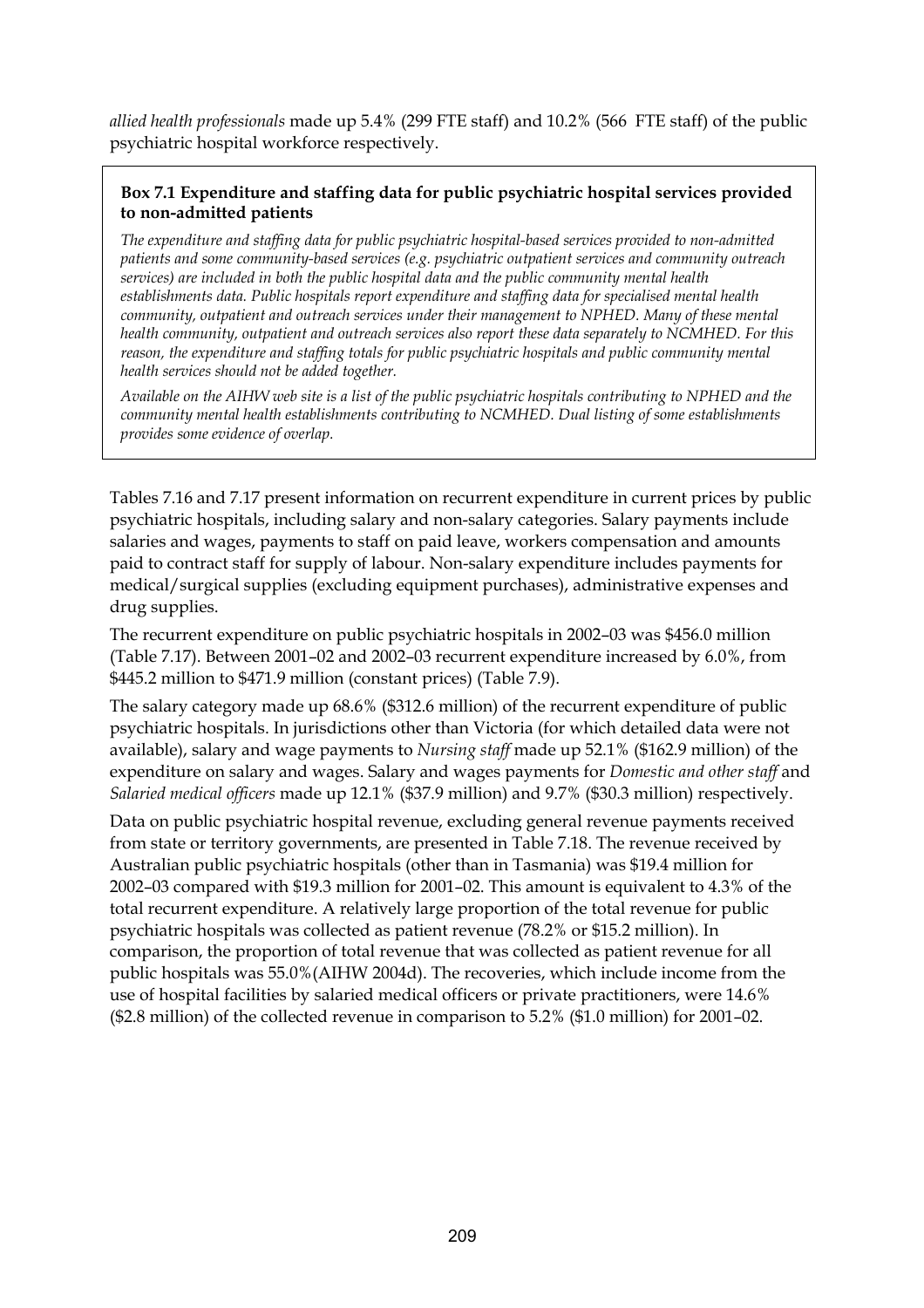*allied health professionals* made up 5.4% (299 FTE staff) and 10.2% (566 FTE staff) of the public psychiatric hospital workforce respectively.

> **Box 7.1 Expenditure and staffing data for public psychiatric hospital services provided to non-admitted patients**
>
> *The expenditure and staffing data for public psychiatric hospital-based services provided to non-admitted patients and some community-based services (e.g. psychiatric outpatient services and community outreach services) are included in both the public hospital data and the public community mental health establishments data. Public hospitals report expenditure and staffing data for specialised mental health community, outpatient and outreach services under their management to NPHED. Many of these mental health community, outpatient and outreach services also report these data separately to NCMHED. For this reason, the expenditure and staffing totals for public psychiatric hospitals and public community mental health services should not be added together.*
>
> *Available on the AIHW web site is a list of the public psychiatric hospitals contributing to NPHED and the community mental health establishments contributing to NCMHED. Dual listing of some establishments provides some evidence of overlap.*

Tables 7.16 and 7.17 present information on recurrent expenditure in current prices by public psychiatric hospitals, including salary and non-salary categories. Salary payments include salaries and wages, payments to staff on paid leave, workers compensation and amounts paid to contract staff for supply of labour. Non-salary expenditure includes payments for medical/surgical supplies (excluding equipment purchases), administrative expenses and drug supplies.

The recurrent expenditure on public psychiatric hospitals in 2002–03 was $456.0 million (Table 7.17). Between 2001–02 and 2002–03 recurrent expenditure increased by 6.0%, from $445.2 million to $471.9 million (constant prices) (Table 7.9).

The salary category made up 68.6% ($312.6 million) of the recurrent expenditure of public psychiatric hospitals. In jurisdictions other than Victoria (for which detailed data were not available), salary and wage payments to *Nursing staff* made up 52.1% ($162.9 million) of the expenditure on salary and wages. Salary and wages payments for *Domestic and other staff* and *Salaried medical officers* made up 12.1% ($37.9 million) and 9.7% ($30.3 million) respectively.

Data on public psychiatric hospital revenue, excluding general revenue payments received from state or territory governments, are presented in Table 7.18. The revenue received by Australian public psychiatric hospitals (other than in Tasmania) was $19.4 million for 2002–03 compared with $19.3 million for 2001–02. This amount is equivalent to 4.3% of the total recurrent expenditure. A relatively large proportion of the total revenue for public psychiatric hospitals was collected as patient revenue (78.2% or $15.2 million). In comparison, the proportion of total revenue that was collected as patient revenue for all public hospitals was 55.0%(AIHW 2004d). The recoveries, which include income from the use of hospital facilities by salaried medical officers or private practitioners, were 14.6% ($2.8 million) of the collected revenue in comparison to 5.2% ($1.0 million) for 2001–02.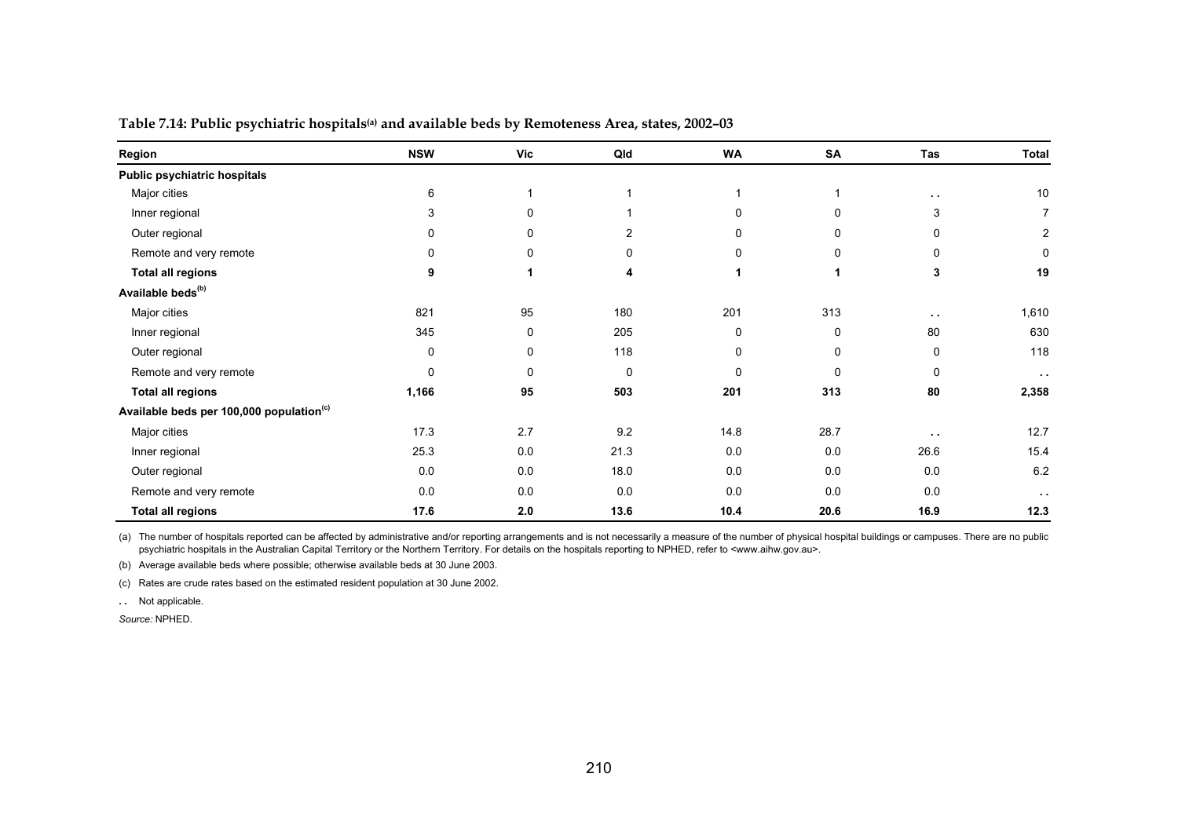**Table 7.14: Public psychiatric hospitals[(a)] and available beds by Remoteness Area, states, 2002–03**

| Region | NSW | Vic | Qld | WA | SA | Tas | Total |
|---|---|---|---|---|---|---|---|
| **Public psychiatric hospitals** | | | | | | | |
| Major cities | 6 | 1 | 1 | 1 | 1 | . . | 10 |
| Inner regional | 3 | 0 | 1 | 0 | 0 | 3 | 7 |
| Outer regional | 0 | 0 | 2 | 0 | 0 | 0 | 2 |
| Remote and very remote | 0 | 0 | 0 | 0 | 0 | 0 | 0 |
| **Total all regions** | **9** | **1** | **4** | **1** | **1** | **3** | **19** |
| **Available beds[(b)]** | | | | | | | |
| Major cities | 821 | 95 | 180 | 201 | 313 | . . | 1,610 |
| Inner regional | 345 | 0 | 205 | 0 | 0 | 80 | 630 |
| Outer regional | 0 | 0 | 118 | 0 | 0 | 0 | 118 |
| Remote and very remote | 0 | 0 | 0 | 0 | 0 | 0 | . . |
| **Total all regions** | **1,166** | **95** | **503** | **201** | **313** | **80** | **2,358** |
| **Available beds per 100,000 population[(c)]** | | | | | | | |
| Major cities | 17.3 | 2.7 | 9.2 | 14.8 | 28.7 | . . | 12.7 |
| Inner regional | 25.3 | 0.0 | 21.3 | 0.0 | 0.0 | 26.6 | 15.4 |
| Outer regional | 0.0 | 0.0 | 18.0 | 0.0 | 0.0 | 0.0 | 6.2 |
| Remote and very remote | 0.0 | 0.0 | 0.0 | 0.0 | 0.0 | 0.0 | . . |
| **Total all regions** | **17.6** | **2.0** | **13.6** | **10.4** | **20.6** | **16.9** | **12.3** |

(a) The number of hospitals reported can be affected by administrative and/or reporting arrangements and is not necessarily a measure of the number of physical hospital buildings or campuses. There are no public psychiatric hospitals in the Australian Capital Territory or the Northern Territory. For details on the hospitals reporting to NPHED, refer to <www.aihw.gov.au>.

(b) Average available beds where possible; otherwise available beds at 30 June 2003.

(c) Rates are crude rates based on the estimated resident population at 30 June 2002.

. . Not applicable.

*Source:* NPHED.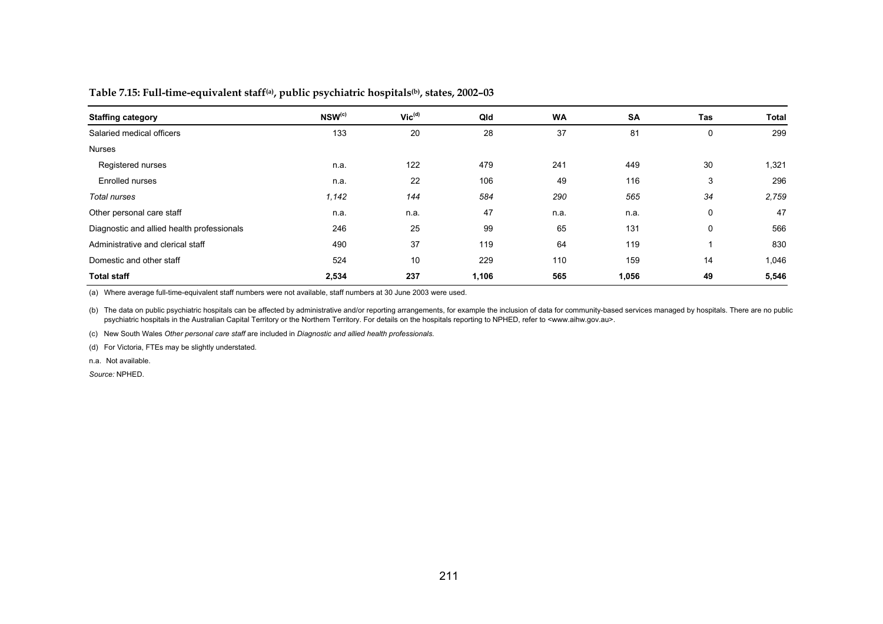**Table 7.15: Full-time-equivalent staff[(a)], public psychiatric hospitals[(b)], states, 2002–03**

| Staffing category | NSW[(c)] | Vic[(d)] | Qld | WA | SA | Tas | Total |
|---|---|---|---|---|---|---|---|
| Salaried medical officers | 133 | 20 | 28 | 37 | 81 | 0 | 299 |
| Nurses | | | | | | | |
| Registered nurses | n.a. | 122 | 479 | 241 | 449 | 30 | 1,321 |
| Enrolled nurses | n.a. | 22 | 106 | 49 | 116 | 3 | 296 |
| *Total nurses* | *1,142* | *144* | *584* | *290* | *565* | *34* | *2,759* |
| Other personal care staff | n.a. | n.a. | 47 | n.a. | n.a. | 0 | 47 |
| Diagnostic and allied health professionals | 246 | 25 | 99 | 65 | 131 | 0 | 566 |
| Administrative and clerical staff | 490 | 37 | 119 | 64 | 119 | 1 | 830 |
| Domestic and other staff | 524 | 10 | 229 | 110 | 159 | 14 | 1,046 |
| **Total staff** | **2,534** | **237** | **1,106** | **565** | **1,056** | **49** | **5,546** |

(a) Where average full-time-equivalent staff numbers were not available, staff numbers at 30 June 2003 were used.

(b) The data on public psychiatric hospitals can be affected by administrative and/or reporting arrangements, for example the inclusion of data for community-based services managed by hospitals. There are no public psychiatric hospitals in the Australian Capital Territory or the Northern Territory. For details on the hospitals reporting to NPHED, refer to <www.aihw.gov.au>.

(c) New South Wales *Other personal care staff* are included in *Diagnostic and allied health professionals*.

(d) For Victoria, FTEs may be slightly understated.

n.a. Not available.

*Source:* NPHED.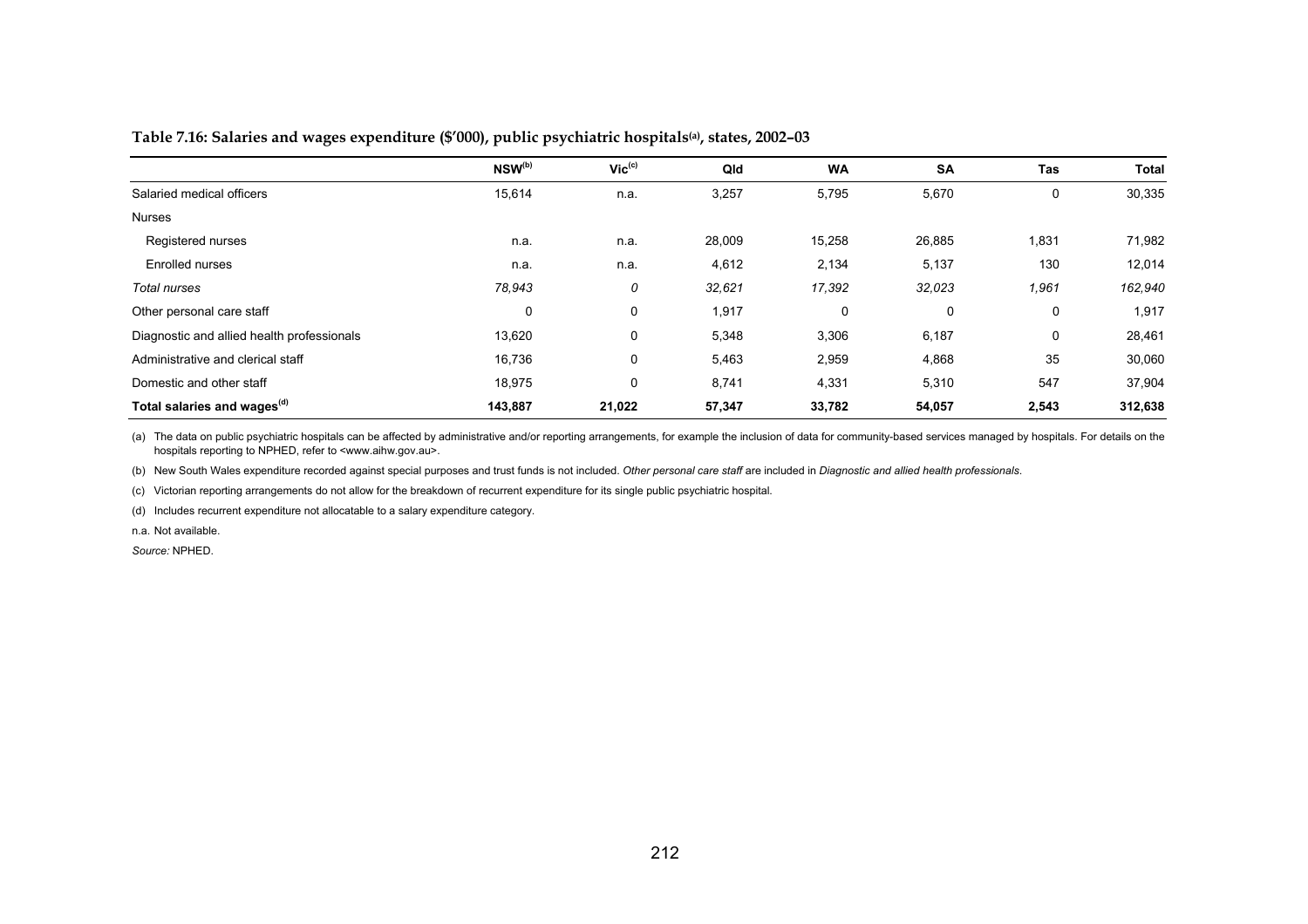**Table 7.16: Salaries and wages expenditure ($'000), public psychiatric hospitals[(a)], states, 2002–03**

| | NSW[(b)] | Vic[(c)] | Qld | WA | SA | Tas | Total |
|---|---|---|---|---|---|---|---|
| Salaried medical officers | 15,614 | n.a. | 3,257 | 5,795 | 5,670 | 0 | 30,335 |
| Nurses | | | | | | | |
| Registered nurses | n.a. | n.a. | 28,009 | 15,258 | 26,885 | 1,831 | 71,982 |
| Enrolled nurses | n.a. | n.a. | 4,612 | 2,134 | 5,137 | 130 | 12,014 |
| *Total nurses* | *78,943* | *0* | *32,621* | *17,392* | *32,023* | *1,961* | *162,940* |
| Other personal care staff | 0 | 0 | 1,917 | 0 | 0 | 0 | 1,917 |
| Diagnostic and allied health professionals | 13,620 | 0 | 5,348 | 3,306 | 6,187 | 0 | 28,461 |
| Administrative and clerical staff | 16,736 | 0 | 5,463 | 2,959 | 4,868 | 35 | 30,060 |
| Domestic and other staff | 18,975 | 0 | 8,741 | 4,331 | 5,310 | 547 | 37,904 |
| **Total salaries and wages[(d)]** | **143,887** | **21,022** | **57,347** | **33,782** | **54,057** | **2,543** | **312,638** |

(a) The data on public psychiatric hospitals can be affected by administrative and/or reporting arrangements, for example the inclusion of data for community-based services managed by hospitals. For details on the hospitals reporting to NPHED, refer to <www.aihw.gov.au>.

(b) New South Wales expenditure recorded against special purposes and trust funds is not included. *Other personal care staff* are included in *Diagnostic and allied health professionals*.

(c) Victorian reporting arrangements do not allow for the breakdown of recurrent expenditure for its single public psychiatric hospital.

(d) Includes recurrent expenditure not allocatable to a salary expenditure category.

n.a. Not available.

*Source:* NPHED.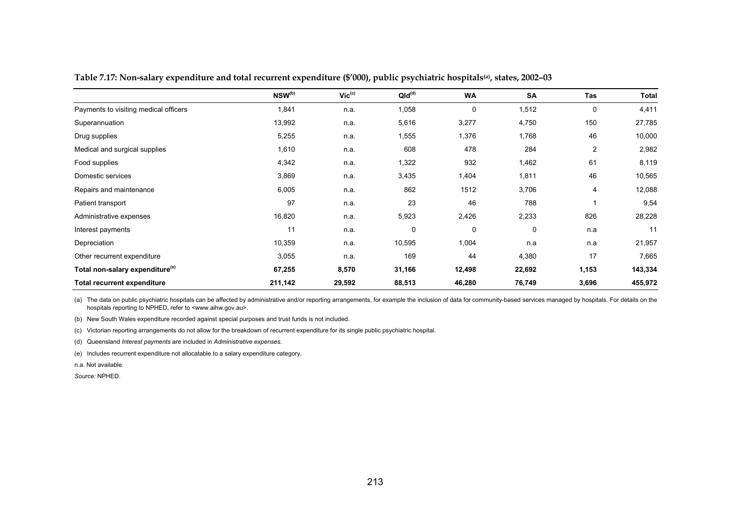**Table 7.17: Non-salary expenditure and total recurrent expenditure ($'000), public psychiatric hospitals[(a)], states, 2002–03**

| | NSW[(b)] | Vic[(c)] | Qld[(d)] | WA | SA | Tas | Total |
|---|---|---|---|---|---|---|---|
| Payments to visiting medical officers | 1,841 | n.a. | 1,058 | 0 | 1,512 | 0 | 4,411 |
| Superannuation | 13,992 | n.a. | 5,616 | 3,277 | 4,750 | 150 | 27,785 |
| Drug supplies | 5,255 | n.a. | 1,555 | 1,376 | 1,768 | 46 | 10,000 |
| Medical and surgical supplies | 1,610 | n.a. | 608 | 478 | 284 | 2 | 2,982 |
| Food supplies | 4,342 | n.a. | 1,322 | 932 | 1,462 | 61 | 8,119 |
| Domestic services | 3,869 | n.a. | 3,435 | 1,404 | 1,811 | 46 | 10,565 |
| Repairs and maintenance | 6,005 | n.a. | 862 | 1512 | 3,706 | 4 | 12,088 |
| Patient transport | 97 | n.a. | 23 | 46 | 788 | 1 | 9,54 |
| Administrative expenses | 16,820 | n.a. | 5,923 | 2,426 | 2,233 | 826 | 28,228 |
| Interest payments | 11 | n.a. | 0 | 0 | 0 | n.a | 11 |
| Depreciation | 10,359 | n.a. | 10,595 | 1,004 | n.a | n.a | 21,957 |
| Other recurrent expenditure | 3,055 | n.a. | 169 | 44 | 4,380 | 17 | 7,665 |
| **Total non-salary expenditure[(e)]** | **67,255** | **8,570** | **31,166** | **12,498** | **22,692** | **1,153** | **143,334** |
| **Total recurrent expenditure** | **211,142** | **29,592** | **88,513** | **46,280** | **76,749** | **3,696** | **455,972** |

(a) The data on public psychiatric hospitals can be affected by administrative and/or reporting arrangements, for example the inclusion of data for community-based services managed by hospitals. For details on the hospitals reporting to NPHED, refer to <www.aihw.gov.au>.

(b) New South Wales expenditure recorded against special purposes and trust funds is not included.

(c) Victorian reporting arrangements do not allow for the breakdown of recurrent expenditure for its single public psychiatric hospital.

(d) Queensland *Interest payments* are included in *Administrative expenses*.

(e) Includes recurrent expenditure not allocatable to a salary expenditure category.

n.a. Not available.

*Source:* NPHED.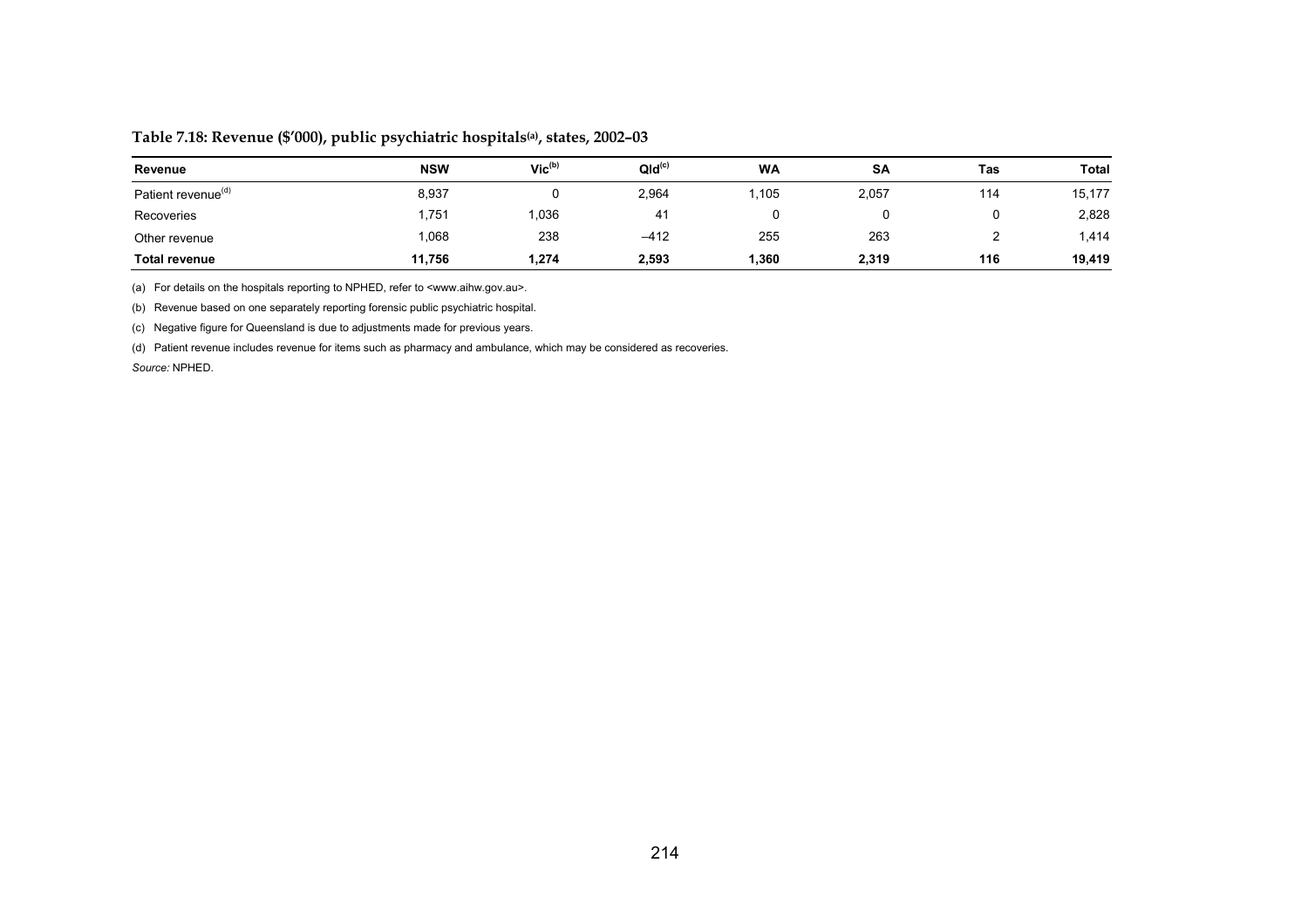**Table 7.18: Revenue ($'000), public psychiatric hospitals[(a)], states, 2002–03**

| Revenue | NSW | Vic[(b)] | Qld[(c)] | WA | SA | Tas | Total |
|---|---|---|---|---|---|---|---|
| Patient revenue[(d)] | 8,937 | 0 | 2,964 | 1,105 | 2,057 | 114 | 15,177 |
| Recoveries | 1,751 | 1,036 | 41 | 0 | 0 | 0 | 2,828 |
| Other revenue | 1,068 | 238 | –412 | 255 | 263 | 2 | 1,414 |
| **Total revenue** | **11,756** | **1,274** | **2,593** | **1,360** | **2,319** | **116** | **19,419** |

(a) For details on the hospitals reporting to NPHED, refer to <www.aihw.gov.au>.

(b) Revenue based on one separately reporting forensic public psychiatric hospital.

(c) Negative figure for Queensland is due to adjustments made for previous years.

(d) Patient revenue includes revenue for items such as pharmacy and ambulance, which may be considered as recoveries.

*Source:* NPHED.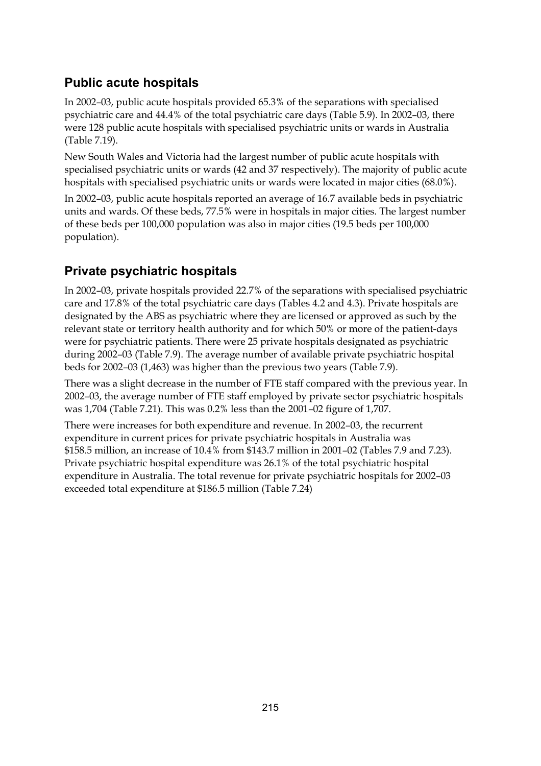## Public acute hospitals

In 2002–03, public acute hospitals provided 65.3% of the separations with specialised psychiatric care and 44.4% of the total psychiatric care days (Table 5.9). In 2002–03, there were 128 public acute hospitals with specialised psychiatric units or wards in Australia (Table 7.19).

New South Wales and Victoria had the largest number of public acute hospitals with specialised psychiatric units or wards (42 and 37 respectively). The majority of public acute hospitals with specialised psychiatric units or wards were located in major cities (68.0%).

In 2002–03, public acute hospitals reported an average of 16.7 available beds in psychiatric units and wards. Of these beds, 77.5% were in hospitals in major cities. The largest number of these beds per 100,000 population was also in major cities (19.5 beds per 100,000 population).

## Private psychiatric hospitals

In 2002–03, private hospitals provided 22.7% of the separations with specialised psychiatric care and 17.8% of the total psychiatric care days (Tables 4.2 and 4.3). Private hospitals are designated by the ABS as psychiatric where they are licensed or approved as such by the relevant state or territory health authority and for which 50% or more of the patient-days were for psychiatric patients. There were 25 private hospitals designated as psychiatric during 2002–03 (Table 7.9). The average number of available private psychiatric hospital beds for 2002–03 (1,463) was higher than the previous two years (Table 7.9).

There was a slight decrease in the number of FTE staff compared with the previous year. In 2002–03, the average number of FTE staff employed by private sector psychiatric hospitals was 1,704 (Table 7.21). This was 0.2% less than the 2001–02 figure of 1,707.

There were increases for both expenditure and revenue. In 2002–03, the recurrent expenditure in current prices for private psychiatric hospitals in Australia was $158.5 million, an increase of 10.4% from $143.7 million in 2001–02 (Tables 7.9 and 7.23). Private psychiatric hospital expenditure was 26.1% of the total psychiatric hospital expenditure in Australia. The total revenue for private psychiatric hospitals for 2002–03 exceeded total expenditure at $186.5 million (Table 7.24)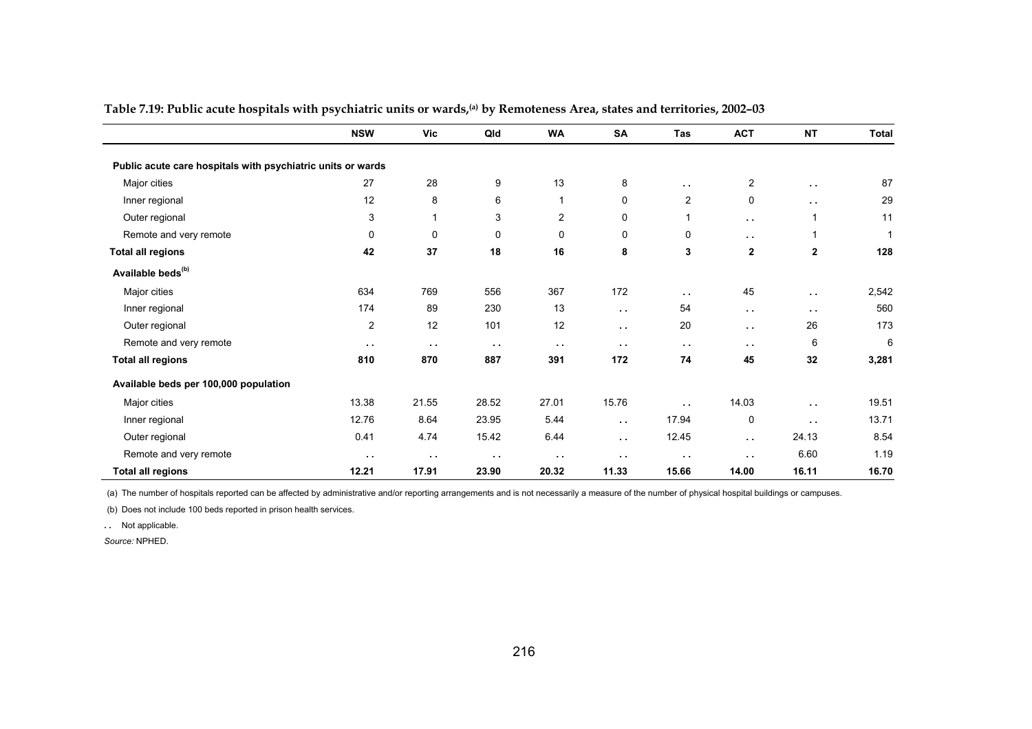**Table 7.19: Public acute hospitals with psychiatric units or wards,[(a)] by Remoteness Area, states and territories, 2002–03**

| | NSW | Vic | Qld | WA | SA | Tas | ACT | NT | Total |
|---|---|---|---|---|---|---|---|---|---|
| **Public acute care hospitals with psychiatric units or wards** | | | | | | | | | |
| Major cities | 27 | 28 | 9 | 13 | 8 | . . | 2 | . . | 87 |
| Inner regional | 12 | 8 | 6 | 1 | 0 | 2 | 0 | . . | 29 |
| Outer regional | 3 | 1 | 3 | 2 | 0 | 1 | . . | 1 | 11 |
| Remote and very remote | 0 | 0 | 0 | 0 | 0 | 0 | . . | 1 | 1 |
| **Total all regions** | **42** | **37** | **18** | **16** | **8** | **3** | **2** | **2** | **128** |
| **Available beds[(b)]** | | | | | | | | | |
| Major cities | 634 | 769 | 556 | 367 | 172 | . . | 45 | . . | 2,542 |
| Inner regional | 174 | 89 | 230 | 13 | . . | 54 | . . | . . | 560 |
| Outer regional | 2 | 12 | 101 | 12 | . . | 20 | . . | 26 | 173 |
| Remote and very remote | . . | . . | . . | . . | . . | . . | . . | 6 | 6 |
| **Total all regions** | **810** | **870** | **887** | **391** | **172** | **74** | **45** | **32** | **3,281** |
| **Available beds per 100,000 population** | | | | | | | | | |
| Major cities | 13.38 | 21.55 | 28.52 | 27.01 | 15.76 | . . | 14.03 | . . | 19.51 |
| Inner regional | 12.76 | 8.64 | 23.95 | 5.44 | . . | 17.94 | 0 | . . | 13.71 |
| Outer regional | 0.41 | 4.74 | 15.42 | 6.44 | . . | 12.45 | . . | 24.13 | 8.54 |
| Remote and very remote | . . | . . | . . | . . | . . | . . | . . | 6.60 | 1.19 |
| **Total all regions** | **12.21** | **17.91** | **23.90** | **20.32** | **11.33** | **15.66** | **14.00** | **16.11** | **16.70** |

(a) The number of hospitals reported can be affected by administrative and/or reporting arrangements and is not necessarily a measure of the number of physical hospital buildings or campuses.

(b) Does not include 100 beds reported in prison health services.

. . Not applicable.

*Source:* NPHED.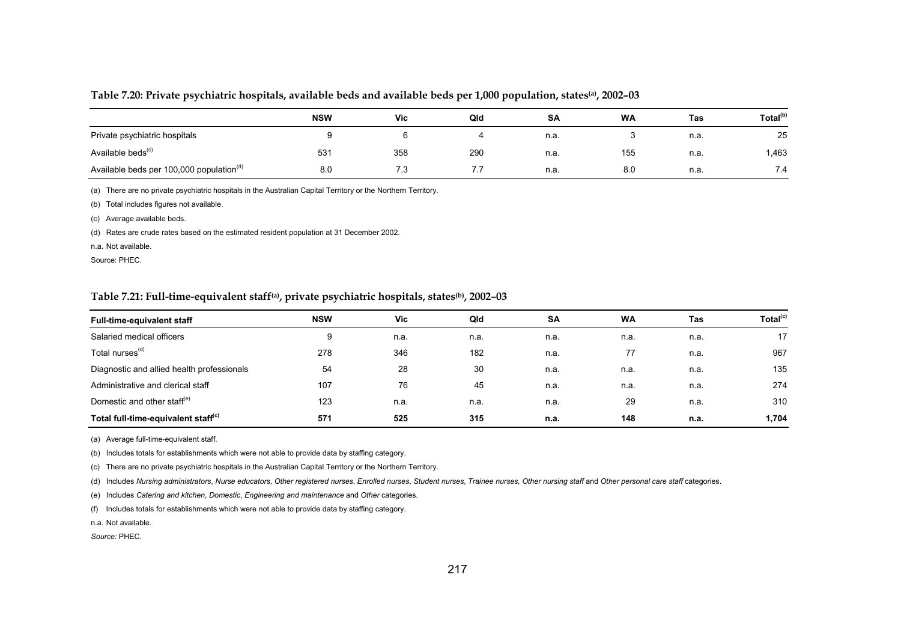**Table 7.20: Private psychiatric hospitals, available beds and available beds per 1,000 population, states[(a)], 2002–03**

| | NSW | Vic | Qld | SA | WA | Tas | Total[(b)] |
|---|---|---|---|---|---|---|---|
| Private psychiatric hospitals | 9 | 6 | 4 | n.a. | 3 | n.a. | 25 |
| Available beds[(c)] | 531 | 358 | 290 | n.a. | 155 | n.a. | 1,463 |
| Available beds per 100,000 population[(d)] | 8.0 | 7.3 | 7.7 | n.a. | 8.0 | n.a. | 7.4 |

(a) There are no private psychiatric hospitals in the Australian Capital Territory or the Northern Territory.

(b) Total includes figures not available.

(c) Average available beds.

(d) Rates are crude rates based on the estimated resident population at 31 December 2002.

n.a. Not available.

Source: PHEC.

**Table 7.21: Full-time-equivalent staff[(a)], private psychiatric hospitals, states[(b)], 2002–03**

| Full-time-equivalent staff | NSW | Vic | Qld | SA | WA | Tas | Total[(c)] |
|---|---|---|---|---|---|---|---|
| Salaried medical officers | 9 | n.a. | n.a. | n.a. | n.a. | n.a. | 17 |
| Total nurses[(d)] | 278 | 346 | 182 | n.a. | 77 | n.a. | 967 |
| Diagnostic and allied health professionals | 54 | 28 | 30 | n.a. | n.a. | n.a. | 135 |
| Administrative and clerical staff | 107 | 76 | 45 | n.a. | n.a. | n.a. | 274 |
| Domestic and other staff[(e)] | 123 | n.a. | n.a. | n.a. | 29 | n.a. | 310 |
| **Total full-time-equivalent staff[(c)]** | **571** | **525** | **315** | **n.a.** | **148** | **n.a.** | **1,704** |

(a) Average full-time-equivalent staff.

(b) Includes totals for establishments which were not able to provide data by staffing category.

(c) There are no private psychiatric hospitals in the Australian Capital Territory or the Northern Territory.

(d) Includes *Nursing administrators*, *Nurse educators*, *Other registered nurses*, *Enrolled nurses*, *Student nurses*, *Trainee nurses, Other nursing staff* and *Other personal care staff* categories.

(e) Includes *Catering and kitchen*, *Domestic*, *Engineering and maintenance* and *Other* categories.

(f) Includes totals for establishments which were not able to provide data by staffing category.

n.a. Not available.

*Source:* PHEC.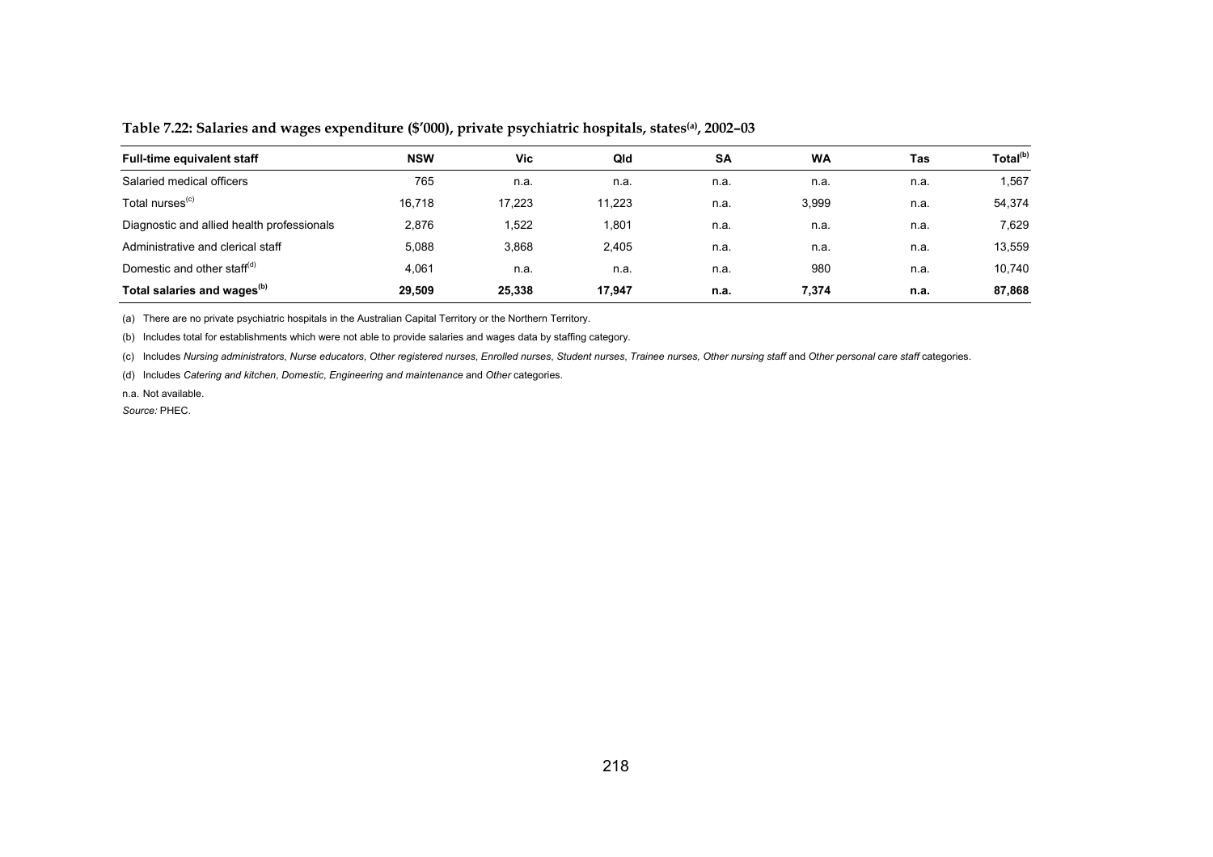**Table 7.22: Salaries and wages expenditure ($'000), private psychiatric hospitals, states[(a)], 2002–03**

| **Full-time equivalent staff** | **NSW** | **Vic** | **Qld** | **SA** | **WA** | **Tas** | **Total[(b)]** |
|---|---|---|---|---|---|---|---|
| Salaried medical officers | 765 | n.a. | n.a. | n.a. | n.a. | n.a. | 1,567 |
| Total nurses[(c)] | 16,718 | 17,223 | 11,223 | n.a. | 3,999 | n.a. | 54,374 |
| Diagnostic and allied health professionals | 2,876 | 1,522 | 1,801 | n.a. | n.a. | n.a. | 7,629 |
| Administrative and clerical staff | 5,088 | 3,868 | 2,405 | n.a. | n.a. | n.a. | 13,559 |
| Domestic and other staff[(d)] | 4,061 | n.a. | n.a. | n.a. | 980 | n.a. | 10,740 |
| **Total salaries and wages[(b)]** | **29,509** | **25,338** | **17,947** | **n.a.** | **7,374** | **n.a.** | **87,868** |

(a) There are no private psychiatric hospitals in the Australian Capital Territory or the Northern Territory.

(b) Includes total for establishments which were not able to provide salaries and wages data by staffing category.

(c) Includes *Nursing administrators*, *Nurse educators*, *Other registered nurses*, *Enrolled nurses*, *Student nurses*, *Trainee nurses, Other nursing staff* and *Other personal care staff* categories.

(d) Includes *Catering and kitchen*, *Domestic*, *Engineering and maintenance* and *Other* categories.

n.a. Not available.

*Source:* PHEC.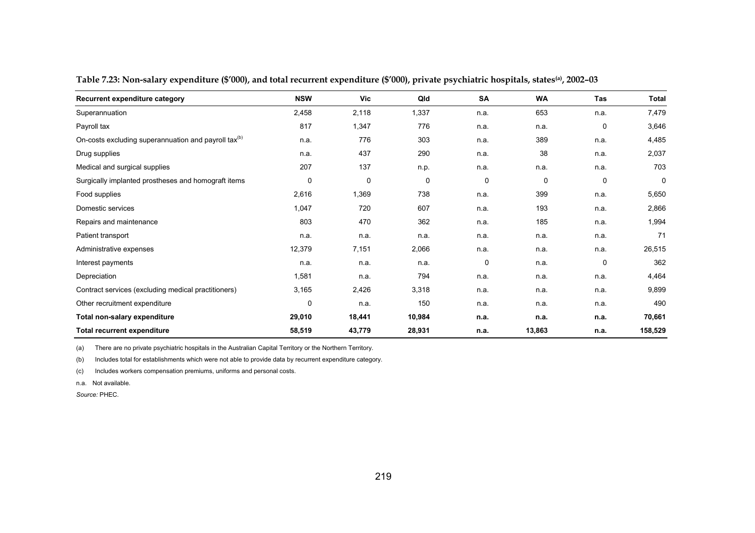**Table 7.23: Non-salary expenditure ($'000), and total recurrent expenditure ($'000), private psychiatric hospitals, states[(a)], 2002–03**

| Recurrent expenditure category | NSW | Vic | Qld | SA | WA | Tas | Total |
|---|---|---|---|---|---|---|---|
| Superannuation | 2,458 | 2,118 | 1,337 | n.a. | 653 | n.a. | 7,479 |
| Payroll tax | 817 | 1,347 | 776 | n.a. | n.a. | 0 | 3,646 |
| On-costs excluding superannuation and payroll tax[(b)] | n.a. | 776 | 303 | n.a. | 389 | n.a. | 4,485 |
| Drug supplies | n.a. | 437 | 290 | n.a. | 38 | n.a. | 2,037 |
| Medical and surgical supplies | 207 | 137 | n.p. | n.a. | n.a. | n.a. | 703 |
| Surgically implanted prostheses and homograft items | 0 | 0 | 0 | 0 | 0 | 0 | 0 |
| Food supplies | 2,616 | 1,369 | 738 | n.a. | 399 | n.a. | 5,650 |
| Domestic services | 1,047 | 720 | 607 | n.a. | 193 | n.a. | 2,866 |
| Repairs and maintenance | 803 | 470 | 362 | n.a. | 185 | n.a. | 1,994 |
| Patient transport | n.a. | n.a. | n.a. | n.a. | n.a. | n.a. | 71 |
| Administrative expenses | 12,379 | 7,151 | 2,066 | n.a. | n.a. | n.a. | 26,515 |
| Interest payments | n.a. | n.a. | n.a. | 0 | n.a. | 0 | 362 |
| Depreciation | 1,581 | n.a. | 794 | n.a. | n.a. | n.a. | 4,464 |
| Contract services (excluding medical practitioners) | 3,165 | 2,426 | 3,318 | n.a. | n.a. | n.a. | 9,899 |
| Other recruitment expenditure | 0 | n.a. | 150 | n.a. | n.a. | n.a. | 490 |
| **Total non-salary expenditure** | **29,010** | **18,441** | **10,984** | **n.a.** | **n.a.** | **n.a.** | **70,661** |
| **Total recurrent expenditure** | **58,519** | **43,779** | **28,931** | **n.a.** | **13,863** | **n.a.** | **158,529** |

(a) There are no private psychiatric hospitals in the Australian Capital Territory or the Northern Territory.

(b) Includes total for establishments which were not able to provide data by recurrent expenditure category.

(c) Includes workers compensation premiums, uniforms and personal costs.

n.a. Not available.

*Source:* PHEC.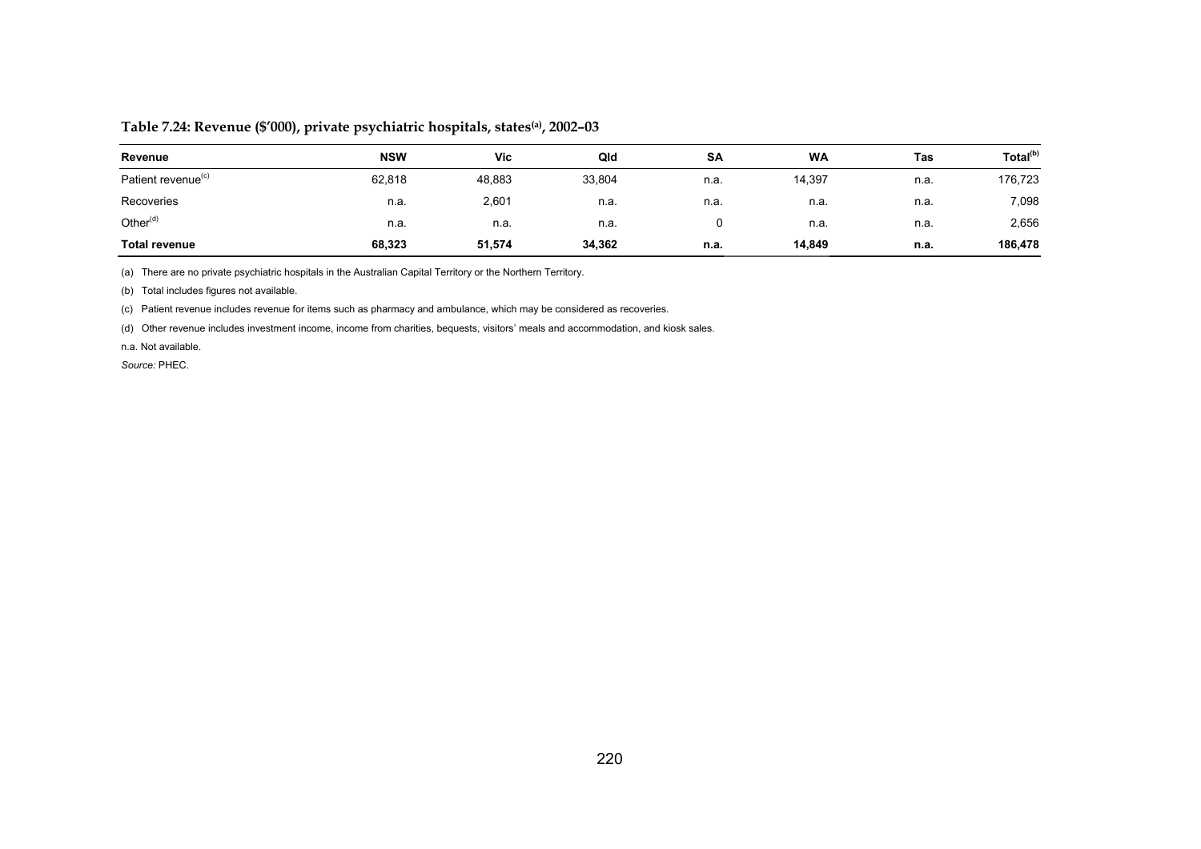**Table 7.24: Revenue ($'000), private psychiatric hospitals, states[(a)], 2002–03**

| Revenue | NSW | Vic | Qld | SA | WA | Tas | Total[(b)] |
|---|---|---|---|---|---|---|---|
| Patient revenue[(c)] | 62,818 | 48,883 | 33,804 | n.a. | 14,397 | n.a. | 176,723 |
| Recoveries | n.a. | 2,601 | n.a. | n.a. | n.a. | n.a. | 7,098 |
| Other[(d)] | n.a. | n.a. | n.a. | 0 | n.a. | n.a. | 2,656 |
| **Total revenue** | **68,323** | **51,574** | **34,362** | **n.a.** | **14,849** | **n.a.** | **186,478** |

(a) There are no private psychiatric hospitals in the Australian Capital Territory or the Northern Territory.

(b) Total includes figures not available.

(c) Patient revenue includes revenue for items such as pharmacy and ambulance, which may be considered as recoveries.

(d) Other revenue includes investment income, income from charities, bequests, visitors' meals and accommodation, and kiosk sales.

n.a. Not available.

*Source:* PHEC.